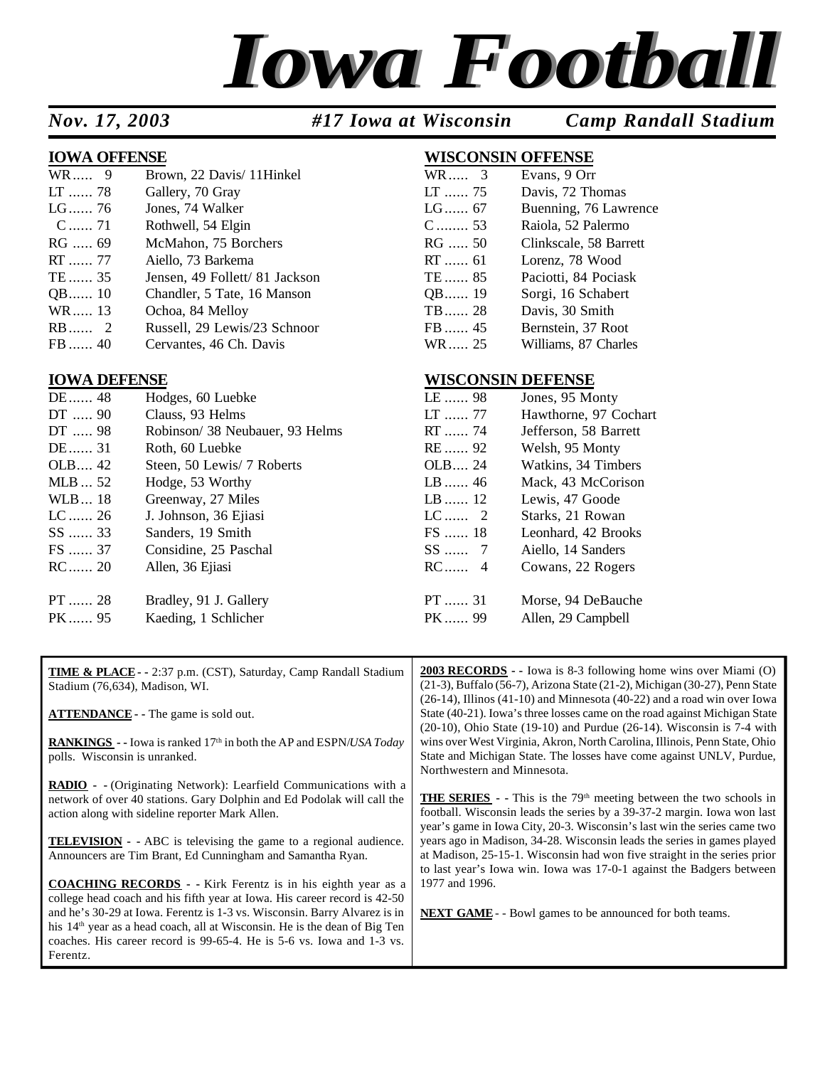# Iowa Football

*Nov. 17, 2003* — *#17 Iowa at Wisconsin* — *Camp Randall Stadium*

## IOWA OFFENSE

| Pos | No. | Players |
|---|---|---|
| WR | 9 | Brown, 22 Davis/ 11Hinkel |
| LT | 78 | Gallery, 70 Gray |
| LG | 76 | Jones, 74 Walker |
| C | 71 | Rothwell, 54 Elgin |
| RG | 69 | McMahon, 75 Borchers |
| RT | 77 | Aiello, 73 Barkema |
| TE | 35 | Jensen, 49 Follett/ 81 Jackson |
| QB | 10 | Chandler, 5 Tate, 16 Manson |
| WR | 13 | Ochoa, 84 Melloy |
| RB | 2 | Russell, 29 Lewis/23 Schnoor |
| FB | 40 | Cervantes, 46 Ch. Davis |

## IOWA DEFENSE

| Pos | No. | Players |
|---|---|---|
| DE | 48 | Hodges, 60 Luebke |
| DT | 90 | Clauss, 93 Helms |
| DT | 98 | Robinson/ 38 Neubauer, 93 Helms |
| DE | 31 | Roth, 60 Luebke |
| OLB | 42 | Steen, 50 Lewis/ 7 Roberts |
| MLB | 52 | Hodge, 53 Worthy |
| WLB | 18 | Greenway, 27 Miles |
| LC | 26 | J. Johnson, 36 Ejiasi |
| SS | 33 | Sanders, 19 Smith |
| FS | 37 | Considine, 25 Paschal |
| RC | 20 | Allen, 36 Ejiasi |
| PT | 28 | Bradley, 91 J. Gallery |
| PK | 95 | Kaeding, 1 Schlicher |

## WISCONSIN OFFENSE

| Pos | No. | Players |
|---|---|---|
| WR | 3 | Evans, 9 Orr |
| LT | 75 | Davis, 72 Thomas |
| LG | 67 | Buenning, 76 Lawrence |
| C | 53 | Raiola, 52 Palermo |
| RG | 50 | Clinkscale, 58 Barrett |
| RT | 61 | Lorenz, 78 Wood |
| TE | 85 | Paciotti, 84 Pociask |
| QB | 19 | Sorgi, 16 Schabert |
| TB | 28 | Davis, 30 Smith |
| FB | 45 | Bernstein, 37 Root |
| WR | 25 | Williams, 87 Charles |

## WISCONSIN DEFENSE

| Pos | No. | Players |
|---|---|---|
| LE | 98 | Jones, 95 Monty |
| LT | 77 | Hawthorne, 97 Cochart |
| RT | 74 | Jefferson, 58 Barrett |
| RE | 92 | Welsh, 95 Monty |
| OLB | 24 | Watkins, 34 Timbers |
| LB | 46 | Mack, 43 McCorison |
| LB | 12 | Lewis, 47 Goode |
| LC | 2 | Starks, 21 Rowan |
| FS | 18 | Leonhard, 42 Brooks |
| SS | 7 | Aiello, 14 Sanders |
| RC | 4 | Cowans, 22 Rogers |
| PT | 31 | Morse, 94 DeBauche |
| PK | 99 | Allen, 29 Campbell |

**TIME & PLACE** - - 2:37 p.m. (CST), Saturday, Camp Randall Stadium Stadium (76,634), Madison, WI.

**ATTENDANCE** - - The game is sold out.

**RANKINGS** - - Iowa is ranked 17th in both the AP and ESPN/*USA Today* polls. Wisconsin is unranked.

**RADIO** - - (Originating Network): Learfield Communications with a network of over 40 stations. Gary Dolphin and Ed Podolak will call the action along with sideline reporter Mark Allen.

**TELEVISION** - - ABC is televising the game to a regional audience. Announcers are Tim Brant, Ed Cunningham and Samantha Ryan.

**COACHING RECORDS** - - Kirk Ferentz is in his eighth year as a college head coach and his fifth year at Iowa. His career record is 42-50 and he's 30-29 at Iowa. Ferentz is 1-3 vs. Wisconsin. Barry Alvarez is in his 14th year as a head coach, all at Wisconsin. He is the dean of Big Ten coaches. His career record is 99-65-4. He is 5-6 vs. Iowa and 1-3 vs. Ferentz.

**2003 RECORDS** - - Iowa is 8-3 following home wins over Miami (O) (21-3), Buffalo (56-7), Arizona State (21-2), Michigan (30-27), Penn State (26-14), Illinois (41-10) and Minnesota (40-22) and a road win over Iowa State (40-21). Iowa's three losses came on the road against Michigan State (20-10), Ohio State (19-10) and Purdue (26-14). Wisconsin is 7-4 with wins over West Virginia, Akron, North Carolina, Illinois, Penn State, Ohio State and Michigan State. The losses have come against UNLV, Purdue, Northwestern and Minnesota.

**THE SERIES** - - This is the 79th meeting between the two schools in football. Wisconsin leads the series by a 39-37-2 margin. Iowa won last year's game in Iowa City, 20-3. Wisconsin's last win the series came two years ago in Madison, 34-28. Wisconsin leads the series in games played at Madison, 25-15-1. Wisconsin had won five straight in the series prior to last year's Iowa win. Iowa was 17-0-1 against the Badgers between 1977 and 1996.

**NEXT GAME** - - Bowl games to be announced for both teams.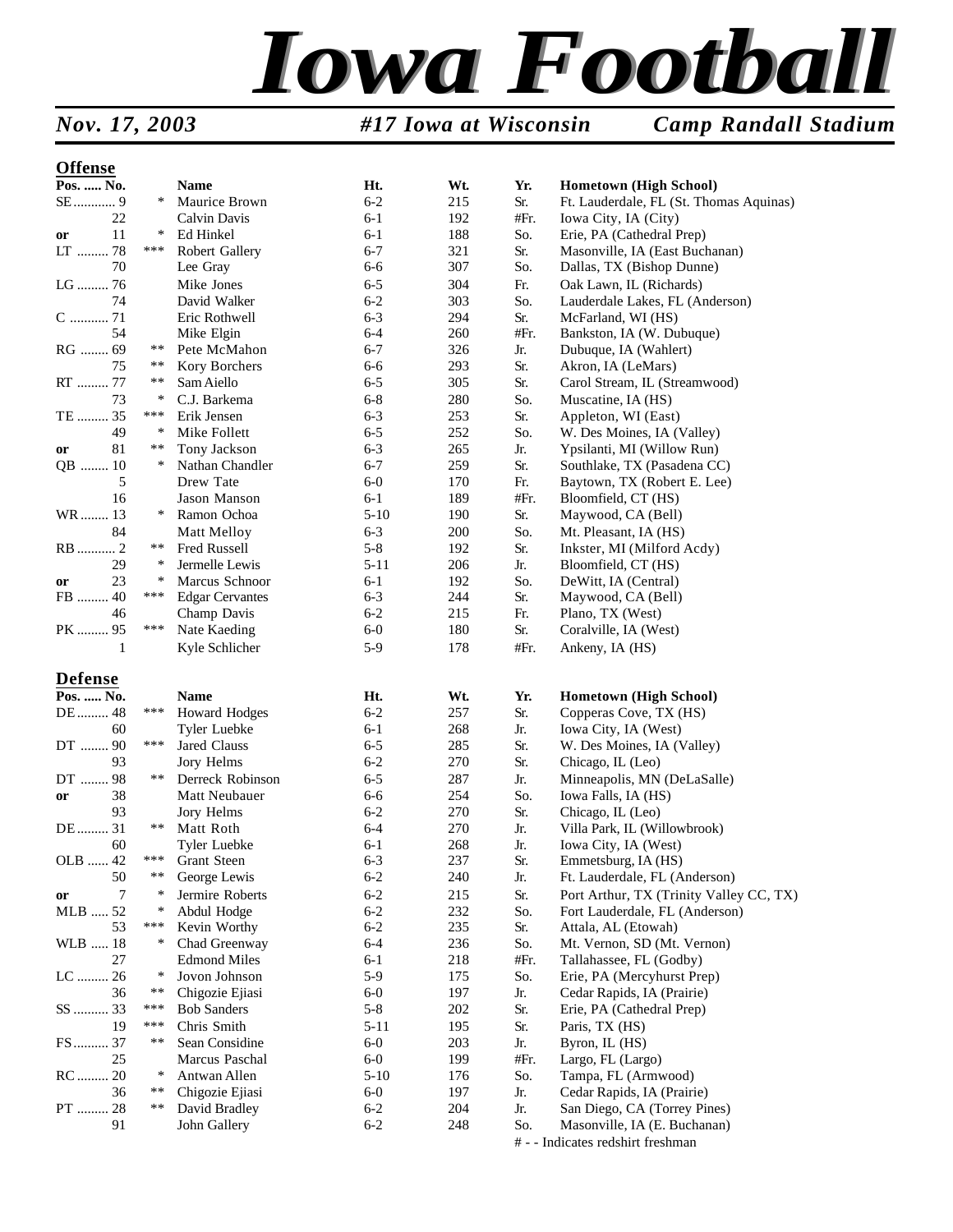# Iowa Football

***Nov. 17, 2003*** ***#17 Iowa at Wisconsin*** ***Camp Randall Stadium***

## Offense

| Pos. ..... No. | | Name | Ht. | Wt. | Yr. | Hometown (High School) |
|---|---|---|---|---|---|---|
| SE ........... 9 | * | Maurice Brown | 6-2 | 215 | Sr. | Ft. Lauderdale, FL (St. Thomas Aquinas) |
| 22 | | Calvin Davis | 6-1 | 192 | #Fr. | Iowa City, IA (City) |
| or 11 | * | Ed Hinkel | 6-1 | 188 | So. | Erie, PA (Cathedral Prep) |
| LT ......... 78 | *** | Robert Gallery | 6-7 | 321 | Sr. | Masonville, IA (East Buchanan) |
| 70 | | Lee Gray | 6-6 | 307 | So. | Dallas, TX (Bishop Dunne) |
| LG ......... 76 | | Mike Jones | 6-5 | 304 | Fr. | Oak Lawn, IL (Richards) |
| 74 | | David Walker | 6-2 | 303 | So. | Lauderdale Lakes, FL (Anderson) |
| C ........... 71 | | Eric Rothwell | 6-3 | 294 | Sr. | McFarland, WI (HS) |
| 54 | | Mike Elgin | 6-4 | 260 | #Fr. | Bankston, IA (W. Dubuque) |
| RG ........ 69 | ** | Pete McMahon | 6-7 | 326 | Jr. | Dubuque, IA (Wahlert) |
| 75 | ** | Kory Borchers | 6-6 | 293 | Sr. | Akron, IA (LeMars) |
| RT ......... 77 | ** | Sam Aiello | 6-5 | 305 | Sr. | Carol Stream, IL (Streamwood) |
| 73 | * | C.J. Barkema | 6-8 | 280 | So. | Muscatine, IA (HS) |
| TE ......... 35 | *** | Erik Jensen | 6-3 | 253 | Sr. | Appleton, WI (East) |
| 49 | * | Mike Follett | 6-5 | 252 | So. | W. Des Moines, IA (Valley) |
| or 81 | ** | Tony Jackson | 6-3 | 265 | Jr. | Ypsilanti, MI (Willow Run) |
| QB ........ 10 | * | Nathan Chandler | 6-7 | 259 | Sr. | Southlake, TX (Pasadena CC) |
| 5 | | Drew Tate | 6-0 | 170 | Fr. | Baytown, TX (Robert E. Lee) |
| 16 | | Jason Manson | 6-1 | 189 | #Fr. | Bloomfield, CT (HS) |
| WR ........ 13 | * | Ramon Ochoa | 5-10 | 190 | Sr. | Maywood, CA (Bell) |
| 84 | | Matt Melloy | 6-3 | 200 | So. | Mt. Pleasant, IA (HS) |
| RB .......... 2 | ** | Fred Russell | 5-8 | 192 | Sr. | Inkster, MI (Milford Acdy) |
| 29 | * | Jermelle Lewis | 5-11 | 206 | Jr. | Bloomfield, CT (HS) |
| or 23 | * | Marcus Schnoor | 6-1 | 192 | So. | DeWitt, IA (Central) |
| FB ......... 40 | *** | Edgar Cervantes | 6-3 | 244 | Sr. | Maywood, CA (Bell) |
| 46 | | Champ Davis | 6-2 | 215 | Fr. | Plano, TX (West) |
| PK ......... 95 | *** | Nate Kaeding | 6-0 | 180 | Sr. | Coralville, IA (West) |
| 1 | | Kyle Schlicher | 5-9 | 178 | #Fr. | Ankeny, IA (HS) |

## Defense

| Pos. ..... No. | | Name | Ht. | Wt. | Yr. | Hometown (High School) |
|---|---|---|---|---|---|---|
| DE ......... 48 | *** | Howard Hodges | 6-2 | 257 | Sr. | Copperas Cove, TX (HS) |
| 60 | | Tyler Luebke | 6-1 | 268 | Jr. | Iowa City, IA (West) |
| DT ........ 90 | *** | Jared Clauss | 6-5 | 285 | Sr. | W. Des Moines, IA (Valley) |
| 93 | | Jory Helms | 6-2 | 270 | Sr. | Chicago, IL (Leo) |
| DT ........ 98 | ** | Derreck Robinson | 6-5 | 287 | Jr. | Minneapolis, MN (DeLaSalle) |
| or 38 | | Matt Neubauer | 6-6 | 254 | So. | Iowa Falls, IA (HS) |
| 93 | | Jory Helms | 6-2 | 270 | Sr. | Chicago, IL (Leo) |
| DE ......... 31 | ** | Matt Roth | 6-4 | 270 | Jr. | Villa Park, IL (Willowbrook) |
| 60 | | Tyler Luebke | 6-1 | 268 | Jr. | Iowa City, IA (West) |
| OLB ...... 42 | *** | Grant Steen | 6-3 | 237 | Sr. | Emmetsburg, IA (HS) |
| 50 | ** | George Lewis | 6-2 | 240 | Jr. | Ft. Lauderdale, FL (Anderson) |
| or 7 | * | Jermire Roberts | 6-2 | 215 | Sr. | Port Arthur, TX (Trinity Valley CC, TX) |
| MLB ..... 52 | * | Abdul Hodge | 6-2 | 232 | So. | Fort Lauderdale, FL (Anderson) |
| 53 | *** | Kevin Worthy | 6-2 | 235 | Sr. | Attala, AL (Etowah) |
| WLB ..... 18 | * | Chad Greenway | 6-4 | 236 | So. | Mt. Vernon, SD (Mt. Vernon) |
| 27 | | Edmond Miles | 6-1 | 218 | #Fr. | Tallahassee, FL (Godby) |
| LC ......... 26 | * | Jovon Johnson | 5-9 | 175 | So. | Erie, PA (Mercyhurst Prep) |
| 36 | ** | Chigozie Ejiasi | 6-0 | 197 | Jr. | Cedar Rapids, IA (Prairie) |
| SS .......... 33 | *** | Bob Sanders | 5-8 | 202 | Sr. | Erie, PA (Cathedral Prep) |
| 19 | *** | Chris Smith | 5-11 | 195 | Sr. | Paris, TX (HS) |
| FS .......... 37 | ** | Sean Considine | 6-0 | 203 | Jr. | Byron, IL (HS) |
| 25 | | Marcus Paschal | 6-0 | 199 | #Fr. | Largo, FL (Largo) |
| RC ......... 20 | * | Antwan Allen | 5-10 | 176 | So. | Tampa, FL (Armwood) |
| 36 | ** | Chigozie Ejiasi | 6-0 | 197 | Jr. | Cedar Rapids, IA (Prairie) |
| PT ......... 28 | ** | David Bradley | 6-2 | 204 | Jr. | San Diego, CA (Torrey Pines) |
| 91 | | John Gallery | 6-2 | 248 | So. | Masonville, IA (E. Buchanan) |

# - - Indicates redshirt freshman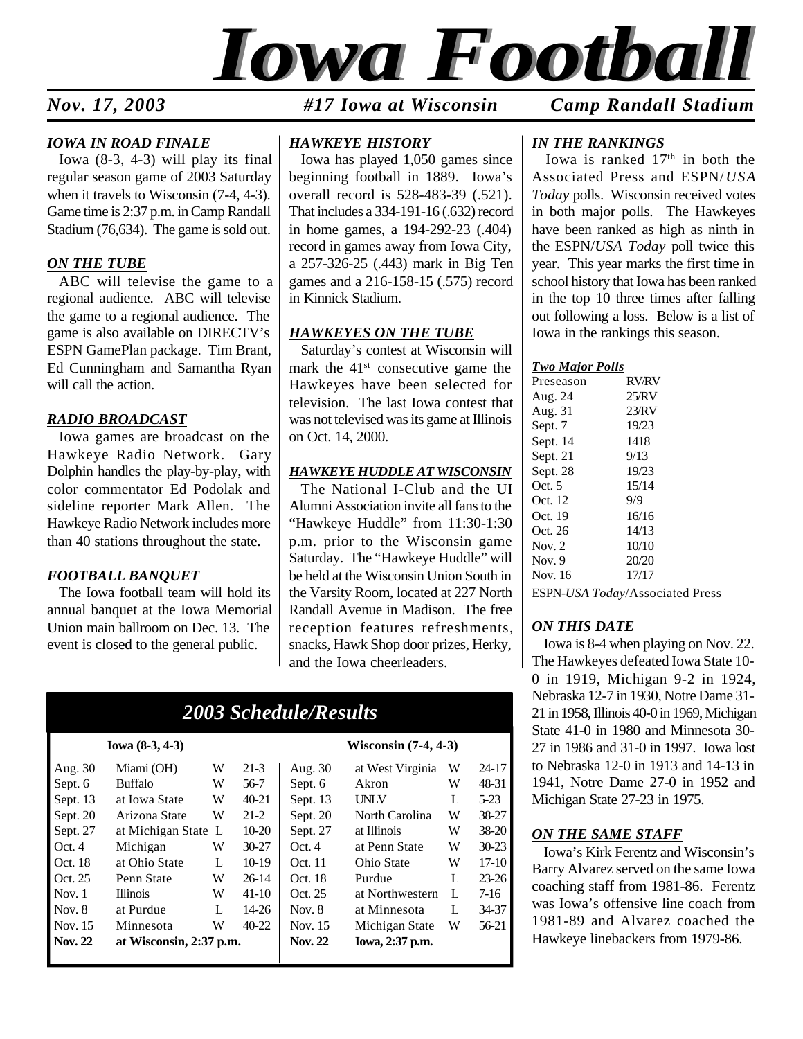# Iowa Football

*Nov. 17, 2003* — *#17 Iowa at Wisconsin* — *Camp Randall Stadium*

### *IOWA IN ROAD FINALE*

Iowa (8-3, 4-3) will play its final regular season game of 2003 Saturday when it travels to Wisconsin (7-4, 4-3). Game time is 2:37 p.m. in Camp Randall Stadium (76,634). The game is sold out.

### *ON THE TUBE*

ABC will televise the game to a regional audience. ABC will televise the game to a regional audience. The game is also available on DIRECTV's ESPN GamePlan package. Tim Brant, Ed Cunningham and Samantha Ryan will call the action.

### *RADIO BROADCAST*

Iowa games are broadcast on the Hawkeye Radio Network. Gary Dolphin handles the play-by-play, with color commentator Ed Podolak and sideline reporter Mark Allen. The Hawkeye Radio Network includes more than 40 stations throughout the state.

### *FOOTBALL BANQUET*

The Iowa football team will hold its annual banquet at the Iowa Memorial Union main ballroom on Dec. 13. The event is closed to the general public.

### *HAWKEYE HISTORY*

Iowa has played 1,050 games since beginning football in 1889. Iowa's overall record is 528-483-39 (.521). That includes a 334-191-16 (.632) record in home games, a 194-292-23 (.404) record in games away from Iowa City, a 257-326-25 (.443) mark in Big Ten games and a 216-158-15 (.575) record in Kinnick Stadium.

### *HAWKEYES ON THE TUBE*

Saturday's contest at Wisconsin will mark the 41st consecutive game the Hawkeyes have been selected for television. The last Iowa contest that was not televised was its game at Illinois on Oct. 14, 2000.

### *HAWKEYE HUDDLE AT WISCONSIN*

The National I-Club and the UI Alumni Association invite all fans to the "Hawkeye Huddle" from 11:30-1:30 p.m. prior to the Wisconsin game Saturday. The "Hawkeye Huddle" will be held at the Wisconsin Union South in the Varsity Room, located at 227 North Randall Avenue in Madison. The free reception features refreshments, snacks, Hawk Shop door prizes, Herky, and the Iowa cheerleaders.

## *2003 Schedule/Results*

| Iowa (8-3, 4-3) | | | | Wisconsin (7-4, 4-3) | | | |
|---|---|---|---|---|---|---|---|
| Aug. 30 | Miami (OH) | W | 21-3 | Aug. 30 | at West Virginia | W | 24-17 |
| Sept. 6 | Buffalo | W | 56-7 | Sept. 6 | Akron | W | 48-31 |
| Sept. 13 | at Iowa State | W | 40-21 | Sept. 13 | UNLV | L | 5-23 |
| Sept. 20 | Arizona State | W | 21-2 | Sept. 20 | North Carolina | W | 38-27 |
| Sept. 27 | at Michigan State | L | 10-20 | Sept. 27 | at Illinois | W | 38-20 |
| Oct. 4 | Michigan | W | 30-27 | Oct. 4 | at Penn State | W | 30-23 |
| Oct. 18 | at Ohio State | L | 10-19 | Oct. 11 | Ohio State | W | 17-10 |
| Oct. 25 | Penn State | W | 26-14 | Oct. 18 | Purdue | L | 23-26 |
| Nov. 1 | Illinois | W | 41-10 | Oct. 25 | at Northwestern | L | 7-16 |
| Nov. 8 | at Purdue | L | 14-26 | Nov. 8 | at Minnesota | L | 34-37 |
| Nov. 15 | Minnesota | W | 40-22 | Nov. 15 | Michigan State | W | 56-21 |
| **Nov. 22** | **at Wisconsin, 2:37 p.m.** | | | **Nov. 22** | **Iowa, 2:37 p.m.** | | |

### *IN THE RANKINGS*

Iowa is ranked 17th in both the Associated Press and ESPN/*USA Today* polls. Wisconsin received votes in both major polls. The Hawkeyes have been ranked as high as ninth in the ESPN/*USA Today* poll twice this year. This year marks the first time in school history that Iowa has been ranked in the top 10 three times after falling out following a loss. Below is a list of Iowa in the rankings this season.

***Two Major Polls***

| | |
|---|---|
| Preseason | RV/RV |
| Aug. 24 | 25/RV |
| Aug. 31 | 23/RV |
| Sept. 7 | 19/23 |
| Sept. 14 | 1418 |
| Sept. 21 | 9/13 |
| Sept. 28 | 19/23 |
| Oct. 5 | 15/14 |
| Oct. 12 | 9/9 |
| Oct. 19 | 16/16 |
| Oct. 26 | 14/13 |
| Nov. 2 | 10/10 |
| Nov. 9 | 20/20 |
| Nov. 16 | 17/17 |

ESPN-*USA Today*/Associated Press

### *ON THIS DATE*

Iowa is 8-4 when playing on Nov. 22. The Hawkeyes defeated Iowa State 10-0 in 1919, Michigan 9-2 in 1924, Nebraska 12-7 in 1930, Notre Dame 31-21 in 1958, Illinois 40-0 in 1969, Michigan State 41-0 in 1980 and Minnesota 30-27 in 1986 and 31-0 in 1997. Iowa lost to Nebraska 12-0 in 1913 and 14-13 in 1941, Notre Dame 27-0 in 1952 and Michigan State 27-23 in 1975.

### *ON THE SAME STAFF*

Iowa's Kirk Ferentz and Wisconsin's Barry Alvarez served on the same Iowa coaching staff from 1981-86. Ferentz was Iowa's offensive line coach from 1981-89 and Alvarez coached the Hawkeye linebackers from 1979-86.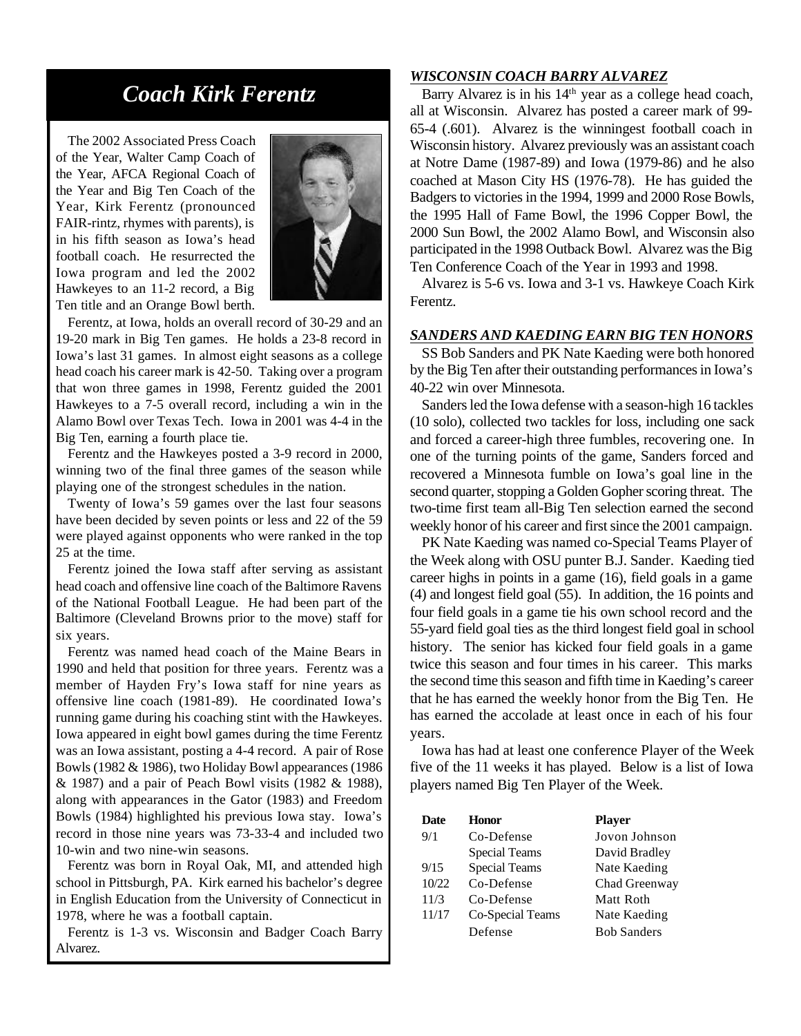# Coach Kirk Ferentz

The 2002 Associated Press Coach of the Year, Walter Camp Coach of the Year, AFCA Regional Coach of the Year and Big Ten Coach of the Year, Kirk Ferentz (pronounced FAIR-rintz, rhymes with parents), is in his fifth season as Iowa's head football coach. He resurrected the Iowa program and led the 2002 Hawkeyes to an 11-2 record, a Big Ten title and an Orange Bowl berth.

Ferentz, at Iowa, holds an overall record of 30-29 and an 19-20 mark in Big Ten games. He holds a 23-8 record in Iowa's last 31 games. In almost eight seasons as a college head coach his career mark is 42-50. Taking over a program that won three games in 1998, Ferentz guided the 2001 Hawkeyes to a 7-5 overall record, including a win in the Alamo Bowl over Texas Tech. Iowa in 2001 was 4-4 in the Big Ten, earning a fourth place tie.

Ferentz and the Hawkeyes posted a 3-9 record in 2000, winning two of the final three games of the season while playing one of the strongest schedules in the nation.

Twenty of Iowa's 59 games over the last four seasons have been decided by seven points or less and 22 of the 59 were played against opponents who were ranked in the top 25 at the time.

Ferentz joined the Iowa staff after serving as assistant head coach and offensive line coach of the Baltimore Ravens of the National Football League. He had been part of the Baltimore (Cleveland Browns prior to the move) staff for six years.

Ferentz was named head coach of the Maine Bears in 1990 and held that position for three years. Ferentz was a member of Hayden Fry's Iowa staff for nine years as offensive line coach (1981-89). He coordinated Iowa's running game during his coaching stint with the Hawkeyes. Iowa appeared in eight bowl games during the time Ferentz was an Iowa assistant, posting a 4-4 record. A pair of Rose Bowls (1982 & 1986), two Holiday Bowl appearances (1986 & 1987) and a pair of Peach Bowl visits (1982 & 1988), along with appearances in the Gator (1983) and Freedom Bowls (1984) highlighted his previous Iowa stay. Iowa's record in those nine years was 73-33-4 and included two 10-win and two nine-win seasons.

Ferentz was born in Royal Oak, MI, and attended high school in Pittsburgh, PA. Kirk earned his bachelor's degree in English Education from the University of Connecticut in 1978, where he was a football captain.

Ferentz is 1-3 vs. Wisconsin and Badger Coach Barry Alvarez.

### *WISCONSIN COACH BARRY ALVAREZ*

Barry Alvarez is in his 14th year as a college head coach, all at Wisconsin. Alvarez has posted a career mark of 99-65-4 (.601). Alvarez is the winningest football coach in Wisconsin history. Alvarez previously was an assistant coach at Notre Dame (1987-89) and Iowa (1979-86) and he also coached at Mason City HS (1976-78). He has guided the Badgers to victories in the 1994, 1999 and 2000 Rose Bowls, the 1995 Hall of Fame Bowl, the 1996 Copper Bowl, the 2000 Sun Bowl, the 2002 Alamo Bowl, and Wisconsin also participated in the 1998 Outback Bowl. Alvarez was the Big Ten Conference Coach of the Year in 1993 and 1998.

Alvarez is 5-6 vs. Iowa and 3-1 vs. Hawkeye Coach Kirk Ferentz.

### *SANDERS AND KAEDING EARN BIG TEN HONORS*

SS Bob Sanders and PK Nate Kaeding were both honored by the Big Ten after their outstanding performances in Iowa's 40-22 win over Minnesota.

Sanders led the Iowa defense with a season-high 16 tackles (10 solo), collected two tackles for loss, including one sack and forced a career-high three fumbles, recovering one. In one of the turning points of the game, Sanders forced and recovered a Minnesota fumble on Iowa's goal line in the second quarter, stopping a Golden Gopher scoring threat. The two-time first team all-Big Ten selection earned the second weekly honor of his career and first since the 2001 campaign.

PK Nate Kaeding was named co-Special Teams Player of the Week along with OSU punter B.J. Sander. Kaeding tied career highs in points in a game (16), field goals in a game (4) and longest field goal (55). In addition, the 16 points and four field goals in a game tie his own school record and the 55-yard field goal ties as the third longest field goal in school history. The senior has kicked four field goals in a game twice this season and four times in his career. This marks the second time this season and fifth time in Kaeding's career that he has earned the weekly honor from the Big Ten. He has earned the accolade at least once in each of his four years.

Iowa has had at least one conference Player of the Week five of the 11 weeks it has played. Below is a list of Iowa players named Big Ten Player of the Week.

| Date | Honor | Player |
|---|---|---|
| 9/1 | Co-Defense | Jovon Johnson |
| | Special Teams | David Bradley |
| 9/15 | Special Teams | Nate Kaeding |
| 10/22 | Co-Defense | Chad Greenway |
| 11/3 | Co-Defense | Matt Roth |
| 11/17 | Co-Special Teams | Nate Kaeding |
| | Defense | Bob Sanders |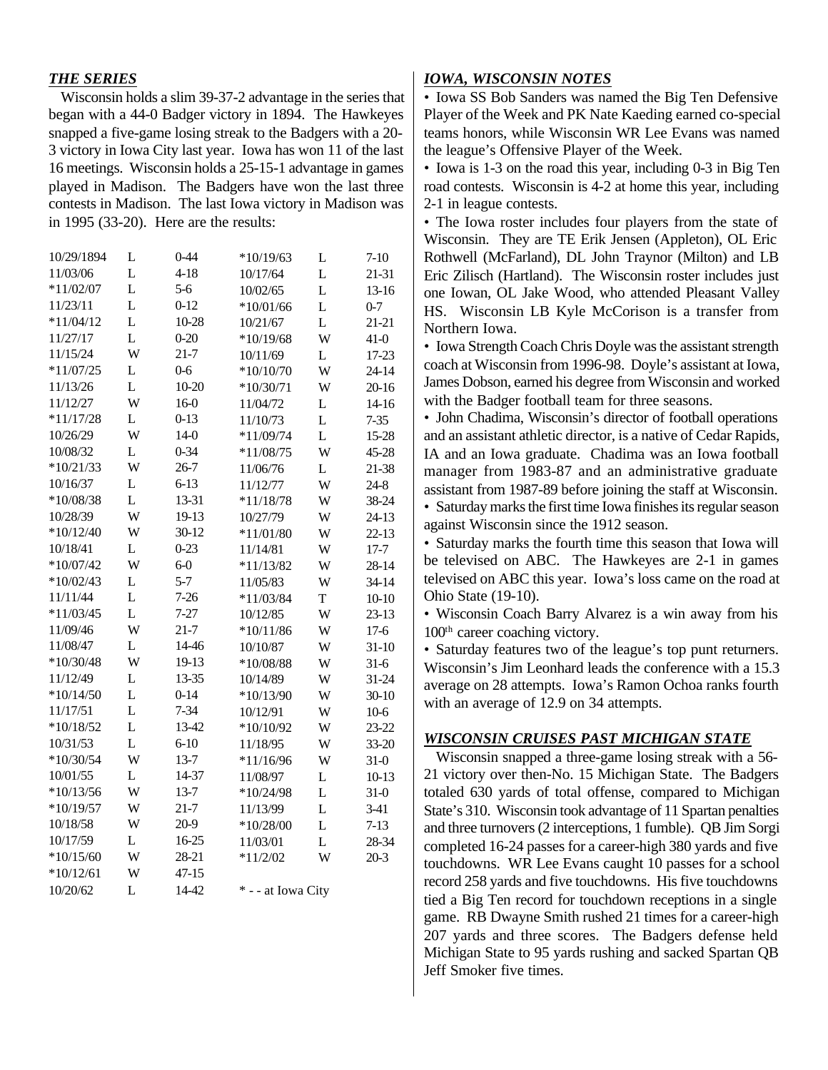### *THE SERIES*

Wisconsin holds a slim 39-37-2 advantage in the series that began with a 44-0 Badger victory in 1894. The Hawkeyes snapped a five-game losing streak to the Badgers with a 20-3 victory in Iowa City last year. Iowa has won 11 of the last 16 meetings. Wisconsin holds a 25-15-1 advantage in games played in Madison. The Badgers have won the last three contests in Madison. The last Iowa victory in Madison was in 1995 (33-20). Here are the results:

| Date | Result | Score | Date | Result | Score |
|---|---|---|---|---|---|
| 10/29/1894 | L | 0-44 | *10/19/63 | L | 7-10 |
| 11/03/06 | L | 4-18 | 10/17/64 | L | 21-31 |
| *11/02/07 | L | 5-6 | 10/02/65 | L | 13-16 |
| 11/23/11 | L | 0-12 | *10/01/66 | L | 0-7 |
| *11/04/12 | L | 10-28 | 10/21/67 | L | 21-21 |
| 11/27/17 | L | 0-20 | *10/19/68 | W | 41-0 |
| 11/15/24 | W | 21-7 | 10/11/69 | L | 17-23 |
| *11/07/25 | L | 0-6 | *10/10/70 | W | 24-14 |
| 11/13/26 | L | 10-20 | *10/30/71 | W | 20-16 |
| 11/12/27 | W | 16-0 | 11/04/72 | L | 14-16 |
| *11/17/28 | L | 0-13 | 11/10/73 | L | 7-35 |
| 10/26/29 | W | 14-0 | *11/09/74 | L | 15-28 |
| 10/08/32 | L | 0-34 | *11/08/75 | W | 45-28 |
| *10/21/33 | W | 26-7 | 11/06/76 | L | 21-38 |
| 10/16/37 | L | 6-13 | 11/12/77 | W | 24-8 |
| *10/08/38 | L | 13-31 | *11/18/78 | W | 38-24 |
| 10/28/39 | W | 19-13 | 10/27/79 | W | 24-13 |
| *10/12/40 | W | 30-12 | *11/01/80 | W | 22-13 |
| 10/18/41 | L | 0-23 | 11/14/81 | W | 17-7 |
| *10/07/42 | W | 6-0 | *11/13/82 | W | 28-14 |
| *10/02/43 | L | 5-7 | 11/05/83 | W | 34-14 |
| 11/11/44 | L | 7-26 | *11/03/84 | T | 10-10 |
| *11/03/45 | L | 7-27 | 10/12/85 | W | 23-13 |
| 11/09/46 | W | 21-7 | *10/11/86 | W | 17-6 |
| 11/08/47 | L | 14-46 | 10/10/87 | W | 31-10 |
| *10/30/48 | W | 19-13 | *10/08/88 | W | 31-6 |
| 11/12/49 | L | 13-35 | 10/14/89 | W | 31-24 |
| *10/14/50 | L | 0-14 | *10/13/90 | W | 30-10 |
| 11/17/51 | L | 7-34 | 10/12/91 | W | 10-6 |
| *10/18/52 | L | 13-42 | *10/10/92 | W | 23-22 |
| 10/31/53 | L | 6-10 | 11/18/95 | W | 33-20 |
| *10/30/54 | W | 13-7 | *11/16/96 | W | 31-0 |
| 10/01/55 | L | 14-37 | 11/08/97 | L | 10-13 |
| *10/13/56 | W | 13-7 | *10/24/98 | L | 31-0 |
| *10/19/57 | W | 21-7 | 11/13/99 | L | 3-41 |
| 10/18/58 | W | 20-9 | *10/28/00 | L | 7-13 |
| 10/17/59 | L | 16-25 | 11/03/01 | L | 28-34 |
| *10/15/60 | W | 28-21 | *11/2/02 | W | 20-3 |
| *10/12/61 | W | 47-15 | | | |
| 10/20/62 | L | 14-42 | * - - at Iowa City | | |

### *IOWA, WISCONSIN NOTES*

- Iowa SS Bob Sanders was named the Big Ten Defensive Player of the Week and PK Nate Kaeding earned co-special teams honors, while Wisconsin WR Lee Evans was named the league's Offensive Player of the Week.
- Iowa is 1-3 on the road this year, including 0-3 in Big Ten road contests. Wisconsin is 4-2 at home this year, including 2-1 in league contests.
- The Iowa roster includes four players from the state of Wisconsin. They are TE Erik Jensen (Appleton), OL Eric Rothwell (McFarland), DL John Traynor (Milton) and LB Eric Zilisch (Hartland). The Wisconsin roster includes just one Iowan, OL Jake Wood, who attended Pleasant Valley HS. Wisconsin LB Kyle McCorison is a transfer from Northern Iowa.
- Iowa Strength Coach Chris Doyle was the assistant strength coach at Wisconsin from 1996-98. Doyle's assistant at Iowa, James Dobson, earned his degree from Wisconsin and worked with the Badger football team for three seasons.
- John Chadima, Wisconsin's director of football operations and an assistant athletic director, is a native of Cedar Rapids, IA and an Iowa graduate. Chadima was an Iowa football manager from 1983-87 and an administrative graduate assistant from 1987-89 before joining the staff at Wisconsin.
- Saturday marks the first time Iowa finishes its regular season against Wisconsin since the 1912 season.
- Saturday marks the fourth time this season that Iowa will be televised on ABC. The Hawkeyes are 2-1 in games televised on ABC this year. Iowa's loss came on the road at Ohio State (19-10).
- Wisconsin Coach Barry Alvarez is a win away from his 100th career coaching victory.
- Saturday features two of the league's top punt returners. Wisconsin's Jim Leonhard leads the conference with a 15.3 average on 28 attempts. Iowa's Ramon Ochoa ranks fourth with an average of 12.9 on 34 attempts.

### *WISCONSIN CRUISES PAST MICHIGAN STATE*

Wisconsin snapped a three-game losing streak with a 56-21 victory over then-No. 15 Michigan State. The Badgers totaled 630 yards of total offense, compared to Michigan State's 310. Wisconsin took advantage of 11 Spartan penalties and three turnovers (2 interceptions, 1 fumble). QB Jim Sorgi completed 16-24 passes for a career-high 380 yards and five touchdowns. WR Lee Evans caught 10 passes for a school record 258 yards and five touchdowns. His five touchdowns tied a Big Ten record for touchdown receptions in a single game. RB Dwayne Smith rushed 21 times for a career-high 207 yards and three scores. The Badgers defense held Michigan State to 95 yards rushing and sacked Spartan QB Jeff Smoker five times.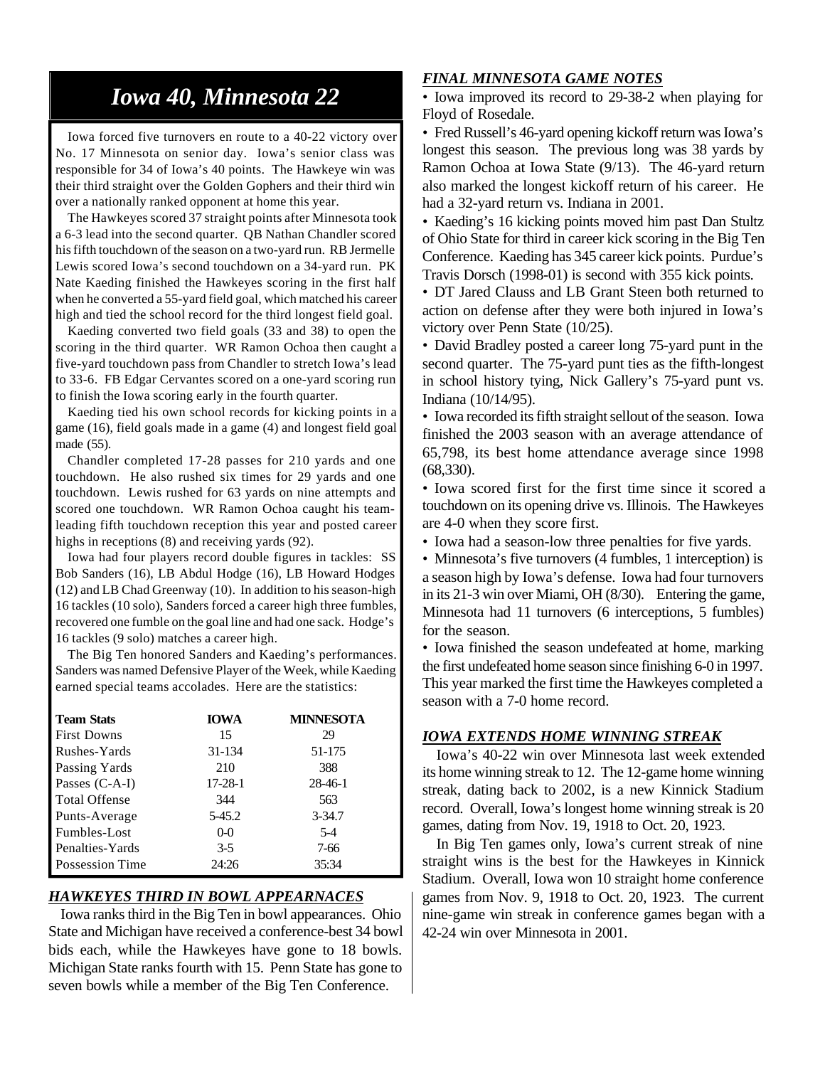# Iowa 40, Minnesota 22

Iowa forced five turnovers en route to a 40-22 victory over No. 17 Minnesota on senior day. Iowa's senior class was responsible for 34 of Iowa's 40 points. The Hawkeye win was their third straight over the Golden Gophers and their third win over a nationally ranked opponent at home this year.

The Hawkeyes scored 37 straight points after Minnesota took a 6-3 lead into the second quarter. QB Nathan Chandler scored his fifth touchdown of the season on a two-yard run. RB Jermelle Lewis scored Iowa's second touchdown on a 34-yard run. PK Nate Kaeding finished the Hawkeyes scoring in the first half when he converted a 55-yard field goal, which matched his career high and tied the school record for the third longest field goal.

Kaeding converted two field goals (33 and 38) to open the scoring in the third quarter. WR Ramon Ochoa then caught a five-yard touchdown pass from Chandler to stretch Iowa's lead to 33-6. FB Edgar Cervantes scored on a one-yard scoring run to finish the Iowa scoring early in the fourth quarter.

Kaeding tied his own school records for kicking points in a game (16), field goals made in a game (4) and longest field goal made (55).

Chandler completed 17-28 passes for 210 yards and one touchdown. He also rushed six times for 29 yards and one touchdown. Lewis rushed for 63 yards on nine attempts and scored one touchdown. WR Ramon Ochoa caught his team-leading fifth touchdown reception this year and posted career highs in receptions (8) and receiving yards (92).

Iowa had four players record double figures in tackles: SS Bob Sanders (16), LB Abdul Hodge (16), LB Howard Hodges (12) and LB Chad Greenway (10). In addition to his season-high 16 tackles (10 solo), Sanders forced a career high three fumbles, recovered one fumble on the goal line and had one sack. Hodge's 16 tackles (9 solo) matches a career high.

The Big Ten honored Sanders and Kaeding's performances. Sanders was named Defensive Player of the Week, while Kaeding earned special teams accolades. Here are the statistics:

| Team Stats | IOWA | MINNESOTA |
|---|---|---|
| First Downs | 15 | 29 |
| Rushes-Yards | 31-134 | 51-175 |
| Passing Yards | 210 | 388 |
| Passes (C-A-I) | 17-28-1 | 28-46-1 |
| Total Offense | 344 | 563 |
| Punts-Average | 5-45.2 | 3-34.7 |
| Fumbles-Lost | 0-0 | 5-4 |
| Penalties-Yards | 3-5 | 7-66 |
| Possession Time | 24:26 | 35:34 |

## *HAWKEYES THIRD IN BOWL APPEARNACES*

Iowa ranks third in the Big Ten in bowl appearances. Ohio State and Michigan have received a conference-best 34 bowl bids each, while the Hawkeyes have gone to 18 bowls. Michigan State ranks fourth with 15. Penn State has gone to seven bowls while a member of the Big Ten Conference.

## *FINAL MINNESOTA GAME NOTES*

- Iowa improved its record to 29-38-2 when playing for Floyd of Rosedale.
- Fred Russell's 46-yard opening kickoff return was Iowa's longest this season. The previous long was 38 yards by Ramon Ochoa at Iowa State (9/13). The 46-yard return also marked the longest kickoff return of his career. He had a 32-yard return vs. Indiana in 2001.
- Kaeding's 16 kicking points moved him past Dan Stultz of Ohio State for third in career kick scoring in the Big Ten Conference. Kaeding has 345 career kick points. Purdue's Travis Dorsch (1998-01) is second with 355 kick points.
- DT Jared Clauss and LB Grant Steen both returned to action on defense after they were both injured in Iowa's victory over Penn State (10/25).
- David Bradley posted a career long 75-yard punt in the second quarter. The 75-yard punt ties as the fifth-longest in school history tying, Nick Gallery's 75-yard punt vs. Indiana (10/14/95).
- Iowa recorded its fifth straight sellout of the season. Iowa finished the 2003 season with an average attendance of 65,798, its best home attendance average since 1998 (68,330).
- Iowa scored first for the first time since it scored a touchdown on its opening drive vs. Illinois. The Hawkeyes are 4-0 when they score first.
- Iowa had a season-low three penalties for five yards.
- Minnesota's five turnovers (4 fumbles, 1 interception) is a season high by Iowa's defense. Iowa had four turnovers in its 21-3 win over Miami, OH (8/30). Entering the game, Minnesota had 11 turnovers (6 interceptions, 5 fumbles) for the season.
- Iowa finished the season undefeated at home, marking the first undefeated home season since finishing 6-0 in 1997. This year marked the first time the Hawkeyes completed a season with a 7-0 home record.

## *IOWA EXTENDS HOME WINNING STREAK*

Iowa's 40-22 win over Minnesota last week extended its home winning streak to 12. The 12-game home winning streak, dating back to 2002, is a new Kinnick Stadium record. Overall, Iowa's longest home winning streak is 20 games, dating from Nov. 19, 1918 to Oct. 20, 1923.

In Big Ten games only, Iowa's current streak of nine straight wins is the best for the Hawkeyes in Kinnick Stadium. Overall, Iowa won 10 straight home conference games from Nov. 9, 1918 to Oct. 20, 1923. The current nine-game win streak in conference games began with a 42-24 win over Minnesota in 2001.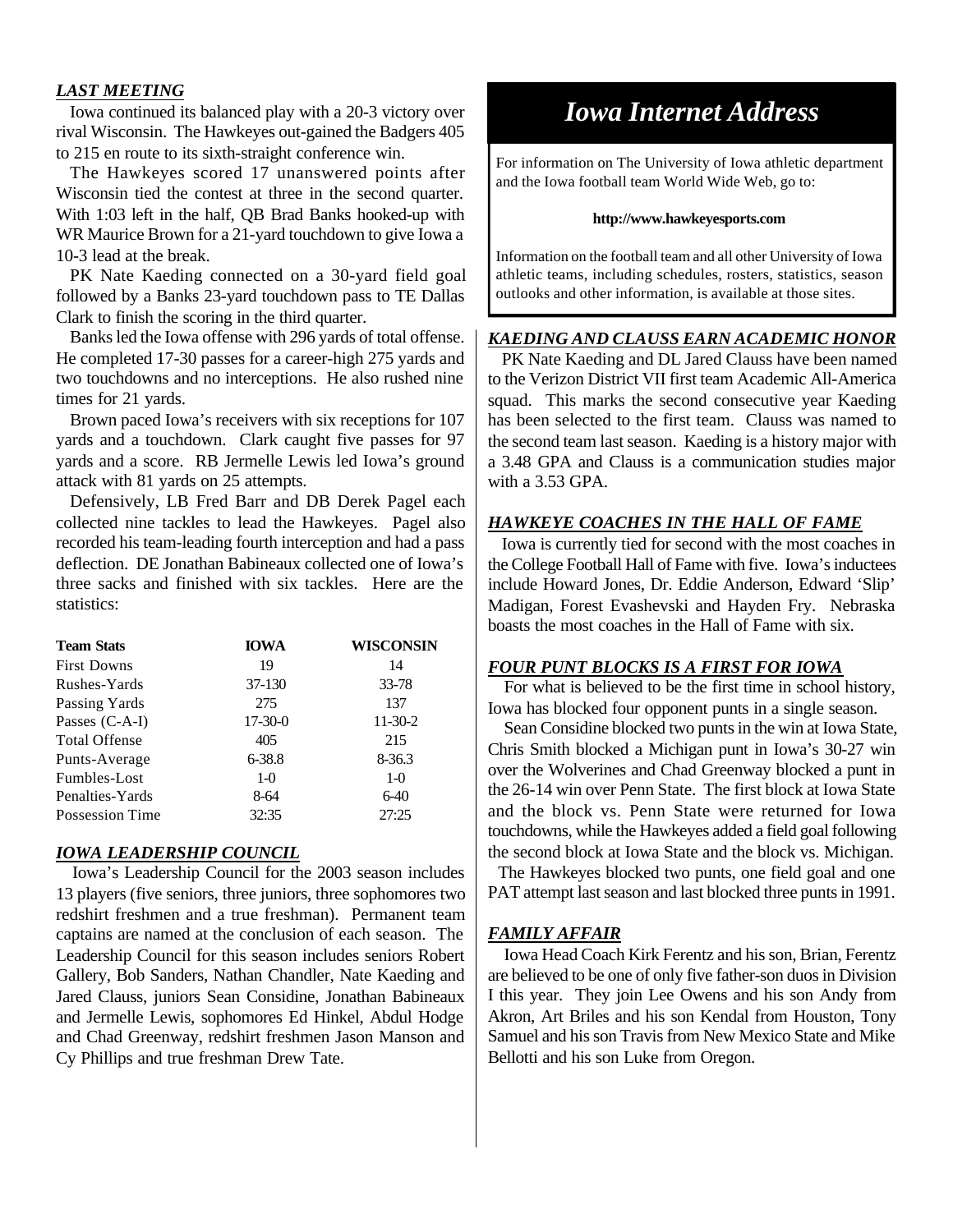### *LAST MEETING*

Iowa continued its balanced play with a 20-3 victory over rival Wisconsin. The Hawkeyes out-gained the Badgers 405 to 215 en route to its sixth-straight conference win.

The Hawkeyes scored 17 unanswered points after Wisconsin tied the contest at three in the second quarter. With 1:03 left in the half, QB Brad Banks hooked-up with WR Maurice Brown for a 21-yard touchdown to give Iowa a 10-3 lead at the break.

PK Nate Kaeding connected on a 30-yard field goal followed by a Banks 23-yard touchdown pass to TE Dallas Clark to finish the scoring in the third quarter.

Banks led the Iowa offense with 296 yards of total offense. He completed 17-30 passes for a career-high 275 yards and two touchdowns and no interceptions. He also rushed nine times for 21 yards.

Brown paced Iowa's receivers with six receptions for 107 yards and a touchdown. Clark caught five passes for 97 yards and a score. RB Jermelle Lewis led Iowa's ground attack with 81 yards on 25 attempts.

Defensively, LB Fred Barr and DB Derek Pagel each collected nine tackles to lead the Hawkeyes. Pagel also recorded his team-leading fourth interception and had a pass deflection. DE Jonathan Babineaux collected one of Iowa's three sacks and finished with six tackles. Here are the statistics:

| Team Stats | IOWA | WISCONSIN |
|---|---|---|
| First Downs | 19 | 14 |
| Rushes-Yards | 37-130 | 33-78 |
| Passing Yards | 275 | 137 |
| Passes (C-A-I) | 17-30-0 | 11-30-2 |
| Total Offense | 405 | 215 |
| Punts-Average | 6-38.8 | 8-36.3 |
| Fumbles-Lost | 1-0 | 1-0 |
| Penalties-Yards | 8-64 | 6-40 |
| Possession Time | 32:35 | 27:25 |

### *IOWA LEADERSHIP COUNCIL*

Iowa's Leadership Council for the 2003 season includes 13 players (five seniors, three juniors, three sophomores two redshirt freshmen and a true freshman). Permanent team captains are named at the conclusion of each season. The Leadership Council for this season includes seniors Robert Gallery, Bob Sanders, Nathan Chandler, Nate Kaeding and Jared Clauss, juniors Sean Considine, Jonathan Babineaux and Jermelle Lewis, sophomores Ed Hinkel, Abdul Hodge and Chad Greenway, redshirt freshmen Jason Manson and Cy Phillips and true freshman Drew Tate.

## *Iowa Internet Address*

For information on The University of Iowa athletic department and the Iowa football team World Wide Web, go to:

**http://www.hawkeyesports.com**

Information on the football team and all other University of Iowa athletic teams, including schedules, rosters, statistics, season outlooks and other information, is available at those sites.

### *KAEDING AND CLAUSS EARN ACADEMIC HONOR*

PK Nate Kaeding and DL Jared Clauss have been named to the Verizon District VII first team Academic All-America squad. This marks the second consecutive year Kaeding has been selected to the first team. Clauss was named to the second team last season. Kaeding is a history major with a 3.48 GPA and Clauss is a communication studies major with a 3.53 GPA.

### *HAWKEYE COACHES IN THE HALL OF FAME*

Iowa is currently tied for second with the most coaches in the College Football Hall of Fame with five. Iowa's inductees include Howard Jones, Dr. Eddie Anderson, Edward 'Slip' Madigan, Forest Evashevski and Hayden Fry. Nebraska boasts the most coaches in the Hall of Fame with six.

### *FOUR PUNT BLOCKS IS A FIRST FOR IOWA*

For what is believed to be the first time in school history, Iowa has blocked four opponent punts in a single season.

Sean Considine blocked two punts in the win at Iowa State, Chris Smith blocked a Michigan punt in Iowa's 30-27 win over the Wolverines and Chad Greenway blocked a punt in the 26-14 win over Penn State. The first block at Iowa State and the block vs. Penn State were returned for Iowa touchdowns, while the Hawkeyes added a field goal following the second block at Iowa State and the block vs. Michigan.

The Hawkeyes blocked two punts, one field goal and one PAT attempt last season and last blocked three punts in 1991.

### *FAMILY AFFAIR*

Iowa Head Coach Kirk Ferentz and his son, Brian, Ferentz are believed to be one of only five father-son duos in Division I this year. They join Lee Owens and his son Andy from Akron, Art Briles and his son Kendal from Houston, Tony Samuel and his son Travis from New Mexico State and Mike Bellotti and his son Luke from Oregon.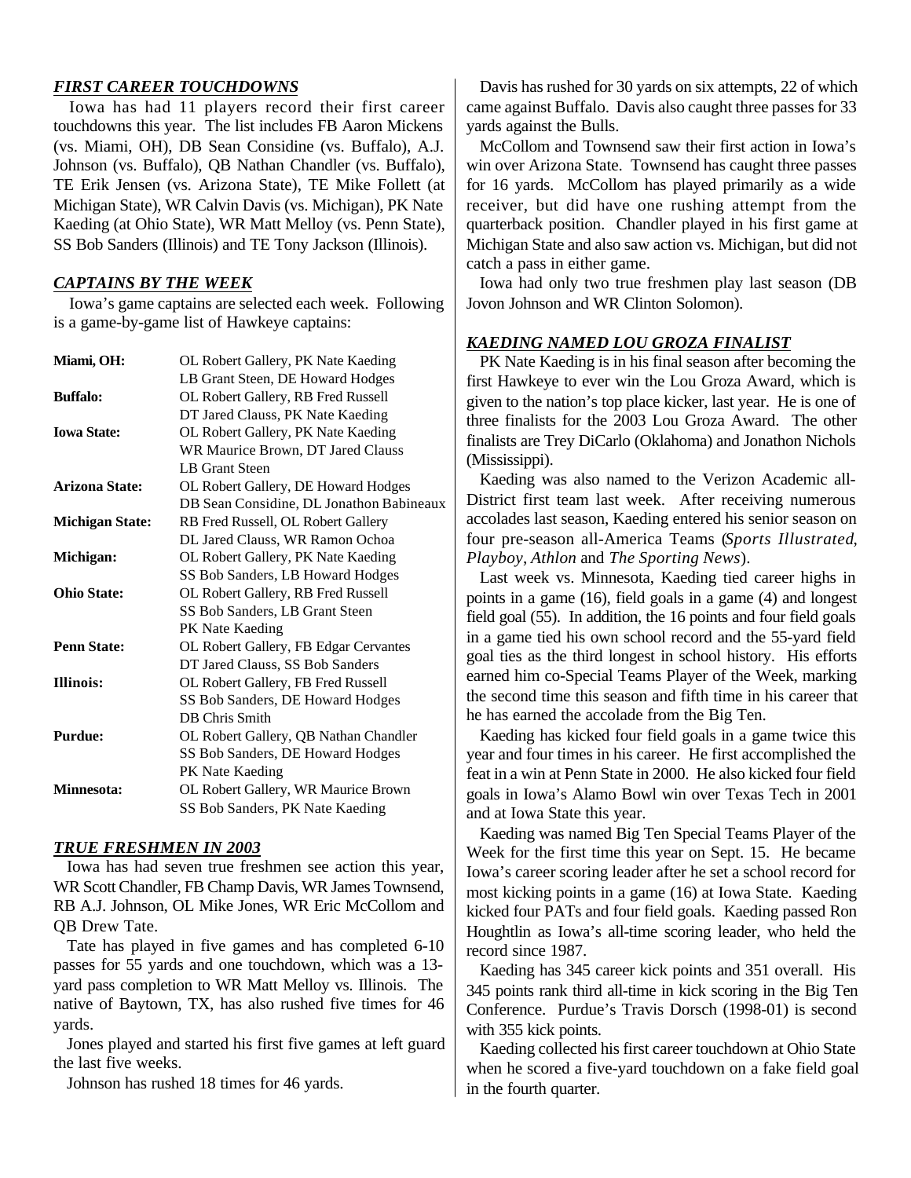## *FIRST CAREER TOUCHDOWNS*

Iowa has had 11 players record their first career touchdowns this year. The list includes FB Aaron Mickens (vs. Miami, OH), DB Sean Considine (vs. Buffalo), A.J. Johnson (vs. Buffalo), QB Nathan Chandler (vs. Buffalo), TE Erik Jensen (vs. Arizona State), TE Mike Follett (at Michigan State), WR Calvin Davis (vs. Michigan), PK Nate Kaeding (at Ohio State), WR Matt Melloy (vs. Penn State), SS Bob Sanders (Illinois) and TE Tony Jackson (Illinois).

## *CAPTAINS BY THE WEEK*

Iowa's game captains are selected each week. Following is a game-by-game list of Hawkeye captains:

| | |
|---|---|
| **Miami, OH:** | OL Robert Gallery, PK Nate Kaeding<br>LB Grant Steen, DE Howard Hodges |
| **Buffalo:** | OL Robert Gallery, RB Fred Russell<br>DT Jared Clauss, PK Nate Kaeding |
| **Iowa State:** | OL Robert Gallery, PK Nate Kaeding<br>WR Maurice Brown, DT Jared Clauss<br>LB Grant Steen |
| **Arizona State:** | OL Robert Gallery, DE Howard Hodges<br>DB Sean Considine, DL Jonathon Babineaux |
| **Michigan State:** | RB Fred Russell, OL Robert Gallery<br>DL Jared Clauss, WR Ramon Ochoa |
| **Michigan:** | OL Robert Gallery, PK Nate Kaeding<br>SS Bob Sanders, LB Howard Hodges |
| **Ohio State:** | OL Robert Gallery, RB Fred Russell<br>SS Bob Sanders, LB Grant Steen<br>PK Nate Kaeding |
| **Penn State:** | OL Robert Gallery, FB Edgar Cervantes<br>DT Jared Clauss, SS Bob Sanders |
| **Illinois:** | OL Robert Gallery, FB Fred Russell<br>SS Bob Sanders, DE Howard Hodges<br>DB Chris Smith |
| **Purdue:** | OL Robert Gallery, QB Nathan Chandler<br>SS Bob Sanders, DE Howard Hodges<br>PK Nate Kaeding |
| **Minnesota:** | OL Robert Gallery, WR Maurice Brown<br>SS Bob Sanders, PK Nate Kaeding |

## *TRUE FRESHMEN IN 2003*

Iowa has had seven true freshmen see action this year, WR Scott Chandler, FB Champ Davis, WR James Townsend, RB A.J. Johnson, OL Mike Jones, WR Eric McCollom and QB Drew Tate.

Tate has played in five games and has completed 6-10 passes for 55 yards and one touchdown, which was a 13-yard pass completion to WR Matt Melloy vs. Illinois. The native of Baytown, TX, has also rushed five times for 46 yards.

Jones played and started his first five games at left guard the last five weeks.

Johnson has rushed 18 times for 46 yards.

Davis has rushed for 30 yards on six attempts, 22 of which came against Buffalo. Davis also caught three passes for 33 yards against the Bulls.

McCollom and Townsend saw their first action in Iowa's win over Arizona State. Townsend has caught three passes for 16 yards. McCollom has played primarily as a wide receiver, but did have one rushing attempt from the quarterback position. Chandler played in his first game at Michigan State and also saw action vs. Michigan, but did not catch a pass in either game.

Iowa had only two true freshmen play last season (DB Jovon Johnson and WR Clinton Solomon).

## *KAEDING NAMED LOU GROZA FINALIST*

PK Nate Kaeding is in his final season after becoming the first Hawkeye to ever win the Lou Groza Award, which is given to the nation's top place kicker, last year. He is one of three finalists for the 2003 Lou Groza Award. The other finalists are Trey DiCarlo (Oklahoma) and Jonathon Nichols (Mississippi).

Kaeding was also named to the Verizon Academic all-District first team last week. After receiving numerous accolades last season, Kaeding entered his senior season on four pre-season all-America Teams (*Sports Illustrated*, *Playboy*, *Athlon* and *The Sporting News*).

Last week vs. Minnesota, Kaeding tied career highs in points in a game (16), field goals in a game (4) and longest field goal (55). In addition, the 16 points and four field goals in a game tied his own school record and the 55-yard field goal ties as the third longest in school history. His efforts earned him co-Special Teams Player of the Week, marking the second time this season and fifth time in his career that he has earned the accolade from the Big Ten.

Kaeding has kicked four field goals in a game twice this year and four times in his career. He first accomplished the feat in a win at Penn State in 2000. He also kicked four field goals in Iowa's Alamo Bowl win over Texas Tech in 2001 and at Iowa State this year.

Kaeding was named Big Ten Special Teams Player of the Week for the first time this year on Sept. 15. He became Iowa's career scoring leader after he set a school record for most kicking points in a game (16) at Iowa State. Kaeding kicked four PATs and four field goals. Kaeding passed Ron Houghtlin as Iowa's all-time scoring leader, who held the record since 1987.

Kaeding has 345 career kick points and 351 overall. His 345 points rank third all-time in kick scoring in the Big Ten Conference. Purdue's Travis Dorsch (1998-01) is second with 355 kick points.

Kaeding collected his first career touchdown at Ohio State when he scored a five-yard touchdown on a fake field goal in the fourth quarter.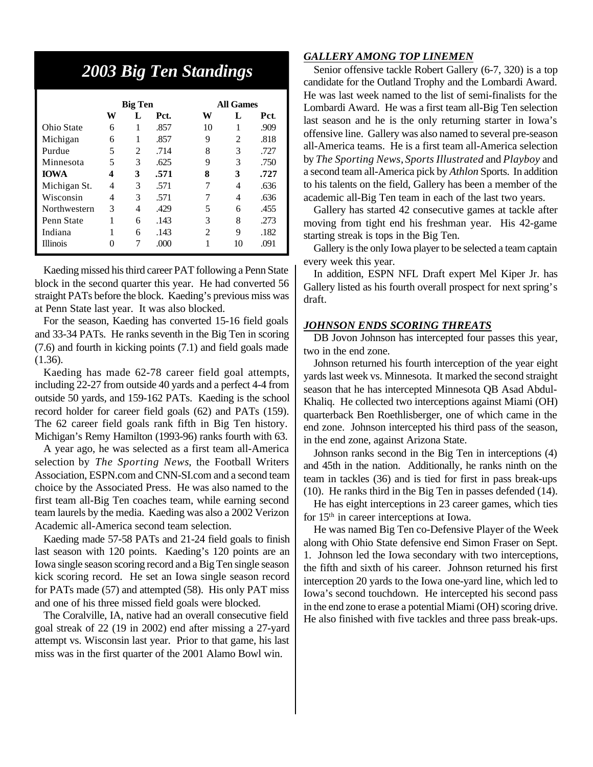## 2003 Big Ten Standings

| | Big Ten | | | All Games | | |
|---|---|---|---|---|---|---|
| | W | L | Pct. | W | L | Pct. |
| Ohio State | 6 | 1 | .857 | 10 | 1 | .909 |
| Michigan | 6 | 1 | .857 | 9 | 2 | .818 |
| Purdue | 5 | 2 | .714 | 8 | 3 | .727 |
| Minnesota | 5 | 3 | .625 | 9 | 3 | .750 |
| **IOWA** | **4** | **3** | **.571** | **8** | **3** | **.727** |
| Michigan St. | 4 | 3 | .571 | 7 | 4 | .636 |
| Wisconsin | 4 | 3 | .571 | 7 | 4 | .636 |
| Northwestern | 3 | 4 | .429 | 5 | 6 | .455 |
| Penn State | 1 | 6 | .143 | 3 | 8 | .273 |
| Indiana | 1 | 6 | .143 | 2 | 9 | .182 |
| Illinois | 0 | 7 | .000 | 1 | 10 | .091 |

Kaeding missed his third career PAT following a Penn State block in the second quarter this year. He had converted 56 straight PATs before the block. Kaeding's previous miss was at Penn State last year. It was also blocked.

For the season, Kaeding has converted 15-16 field goals and 33-34 PATs. He ranks seventh in the Big Ten in scoring (7.6) and fourth in kicking points (7.1) and field goals made (1.36).

Kaeding has made 62-78 career field goal attempts, including 22-27 from outside 40 yards and a perfect 4-4 from outside 50 yards, and 159-162 PATs. Kaeding is the school record holder for career field goals (62) and PATs (159). The 62 career field goals rank fifth in Big Ten history. Michigan's Remy Hamilton (1993-96) ranks fourth with 63.

A year ago, he was selected as a first team all-America selection by *The Sporting News*, the Football Writers Association, ESPN.com and CNN-SI.com and a second team choice by the Associated Press. He was also named to the first team all-Big Ten coaches team, while earning second team laurels by the media. Kaeding was also a 2002 Verizon Academic all-America second team selection.

Kaeding made 57-58 PATs and 21-24 field goals to finish last season with 120 points. Kaeding's 120 points are an Iowa single season scoring record and a Big Ten single season kick scoring record. He set an Iowa single season record for PATs made (57) and attempted (58). His only PAT miss and one of his three missed field goals were blocked.

The Coralville, IA, native had an overall consecutive field goal streak of 22 (19 in 2002) end after missing a 27-yard attempt vs. Wisconsin last year. Prior to that game, his last miss was in the first quarter of the 2001 Alamo Bowl win.

### *GALLERY AMONG TOP LINEMEN*

Senior offensive tackle Robert Gallery (6-7, 320) is a top candidate for the Outland Trophy and the Lombardi Award. He was last week named to the list of semi-finalists for the Lombardi Award. He was a first team all-Big Ten selection last season and he is the only returning starter in Iowa's offensive line. Gallery was also named to several pre-season all-America teams. He is a first team all-America selection by *The Sporting News*, *Sports Illustrated* and *Playboy* and a second team all-America pick by *Athlon* Sports. In addition to his talents on the field, Gallery has been a member of the academic all-Big Ten team in each of the last two years.

Gallery has started 42 consecutive games at tackle after moving from tight end his freshman year. His 42-game starting streak is tops in the Big Ten.

Gallery is the only Iowa player to be selected a team captain every week this year.

In addition, ESPN NFL Draft expert Mel Kiper Jr. has Gallery listed as his fourth overall prospect for next spring's draft.

### *JOHNSON ENDS SCORING THREATS*

DB Jovon Johnson has intercepted four passes this year, two in the end zone.

Johnson returned his fourth interception of the year eight yards last week vs. Minnesota. It marked the second straight season that he has intercepted Minnesota QB Asad Abdul-Khaliq. He collected two interceptions against Miami (OH) quarterback Ben Roethlisberger, one of which came in the end zone. Johnson intercepted his third pass of the season, in the end zone, against Arizona State.

Johnson ranks second in the Big Ten in interceptions (4) and 45th in the nation. Additionally, he ranks ninth on the team in tackles (36) and is tied for first in pass break-ups (10). He ranks third in the Big Ten in passes defended (14).

He has eight interceptions in 23 career games, which ties for 15th in career interceptions at Iowa.

He was named Big Ten co-Defensive Player of the Week along with Ohio State defensive end Simon Fraser on Sept. 1. Johnson led the Iowa secondary with two interceptions, the fifth and sixth of his career. Johnson returned his first interception 20 yards to the Iowa one-yard line, which led to Iowa's second touchdown. He intercepted his second pass in the end zone to erase a potential Miami (OH) scoring drive. He also finished with five tackles and three pass break-ups.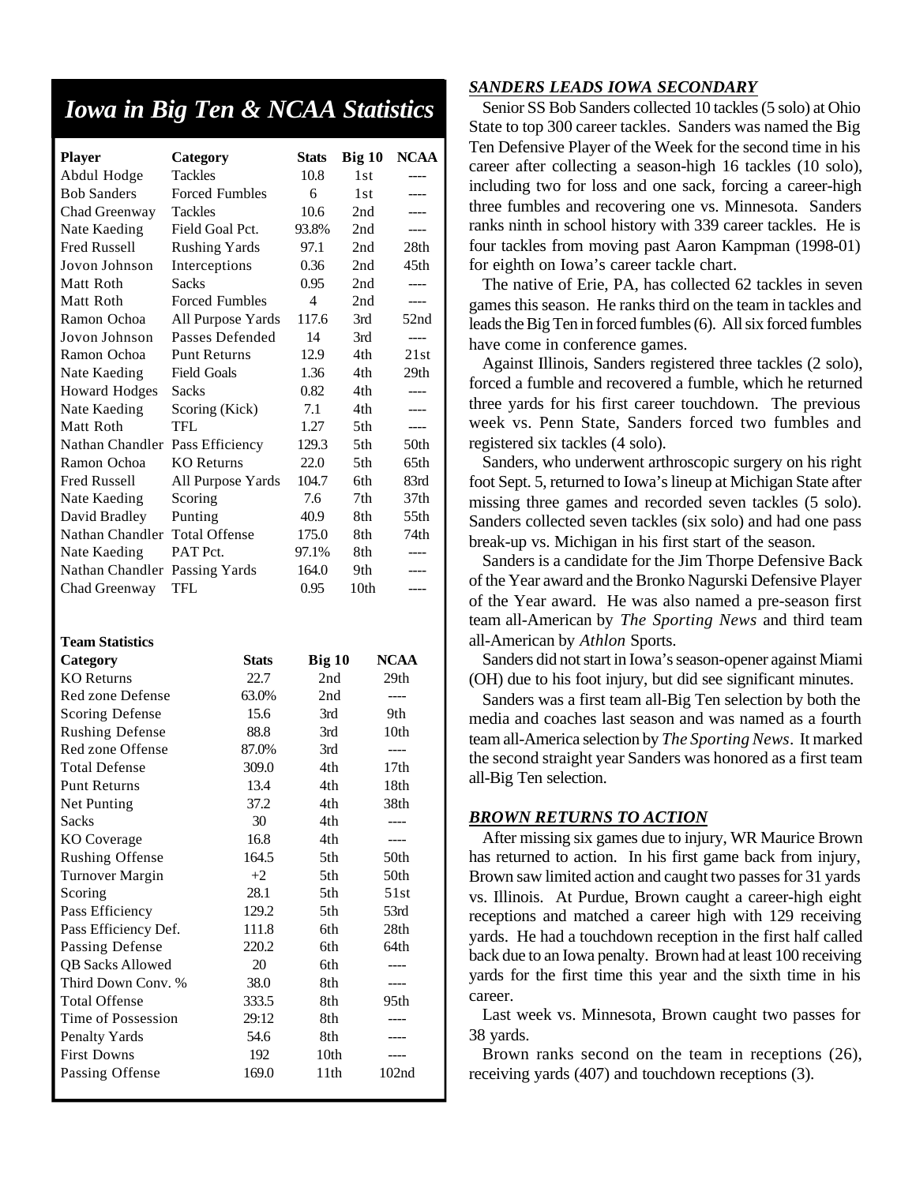## *Iowa in Big Ten & NCAA Statistics*

| Player | Category | Stats | Big 10 | NCAA |
|---|---|---|---|---|
| Abdul Hodge | Tackles | 10.8 | 1st | ---- |
| Bob Sanders | Forced Fumbles | 6 | 1st | ---- |
| Chad Greenway | Tackles | 10.6 | 2nd | ---- |
| Nate Kaeding | Field Goal Pct. | 93.8% | 2nd | ---- |
| Fred Russell | Rushing Yards | 97.1 | 2nd | 28th |
| Jovon Johnson | Interceptions | 0.36 | 2nd | 45th |
| Matt Roth | Sacks | 0.95 | 2nd | ---- |
| Matt Roth | Forced Fumbles | 4 | 2nd | ---- |
| Ramon Ochoa | All Purpose Yards | 117.6 | 3rd | 52nd |
| Jovon Johnson | Passes Defended | 14 | 3rd | ---- |
| Ramon Ochoa | Punt Returns | 12.9 | 4th | 21st |
| Nate Kaeding | Field Goals | 1.36 | 4th | 29th |
| Howard Hodges | Sacks | 0.82 | 4th | ---- |
| Nate Kaeding | Scoring (Kick) | 7.1 | 4th | ---- |
| Matt Roth | TFL | 1.27 | 5th | ---- |
| Nathan Chandler | Pass Efficiency | 129.3 | 5th | 50th |
| Ramon Ochoa | KO Returns | 22.0 | 5th | 65th |
| Fred Russell | All Purpose Yards | 104.7 | 6th | 83rd |
| Nate Kaeding | Scoring | 7.6 | 7th | 37th |
| David Bradley | Punting | 40.9 | 8th | 55th |
| Nathan Chandler | Total Offense | 175.0 | 8th | 74th |
| Nate Kaeding | PAT Pct. | 97.1% | 8th | ---- |
| Nathan Chandler | Passing Yards | 164.0 | 9th | ---- |
| Chad Greenway | TFL | 0.95 | 10th | ---- |

**Team Statistics**

| Category | Stats | Big 10 | NCAA |
|---|---|---|---|
| KO Returns | 22.7 | 2nd | 29th |
| Red zone Defense | 63.0% | 2nd | ---- |
| Scoring Defense | 15.6 | 3rd | 9th |
| Rushing Defense | 88.8 | 3rd | 10th |
| Red zone Offense | 87.0% | 3rd | ---- |
| Total Defense | 309.0 | 4th | 17th |
| Punt Returns | 13.4 | 4th | 18th |
| Net Punting | 37.2 | 4th | 38th |
| Sacks | 30 | 4th | ---- |
| KO Coverage | 16.8 | 4th | ---- |
| Rushing Offense | 164.5 | 5th | 50th |
| Turnover Margin | +2 | 5th | 50th |
| Scoring | 28.1 | 5th | 51st |
| Pass Efficiency | 129.2 | 5th | 53rd |
| Pass Efficiency Def. | 111.8 | 6th | 28th |
| Passing Defense | 220.2 | 6th | 64th |
| QB Sacks Allowed | 20 | 6th | ---- |
| Third Down Conv. % | 38.0 | 8th | ---- |
| Total Offense | 333.5 | 8th | 95th |
| Time of Possession | 29:12 | 8th | ---- |
| Penalty Yards | 54.6 | 8th | ---- |
| First Downs | 192 | 10th | ---- |
| Passing Offense | 169.0 | 11th | 102nd |

### ***SANDERS LEADS IOWA SECONDARY***

Senior SS Bob Sanders collected 10 tackles (5 solo) at Ohio State to top 300 career tackles. Sanders was named the Big Ten Defensive Player of the Week for the second time in his career after collecting a season-high 16 tackles (10 solo), including two for loss and one sack, forcing a career-high three fumbles and recovering one vs. Minnesota. Sanders ranks ninth in school history with 339 career tackles. He is four tackles from moving past Aaron Kampman (1998-01) for eighth on Iowa's career tackle chart.

The native of Erie, PA, has collected 62 tackles in seven games this season. He ranks third on the team in tackles and leads the Big Ten in forced fumbles (6). All six forced fumbles have come in conference games.

Against Illinois, Sanders registered three tackles (2 solo), forced a fumble and recovered a fumble, which he returned three yards for his first career touchdown. The previous week vs. Penn State, Sanders forced two fumbles and registered six tackles (4 solo).

Sanders, who underwent arthroscopic surgery on his right foot Sept. 5, returned to Iowa's lineup at Michigan State after missing three games and recorded seven tackles (5 solo). Sanders collected seven tackles (six solo) and had one pass break-up vs. Michigan in his first start of the season.

Sanders is a candidate for the Jim Thorpe Defensive Back of the Year award and the Bronko Nagurski Defensive Player of the Year award. He was also named a pre-season first team all-American by *The Sporting News* and third team all-American by *Athlon* Sports.

Sanders did not start in Iowa's season-opener against Miami (OH) due to his foot injury, but did see significant minutes.

Sanders was a first team all-Big Ten selection by both the media and coaches last season and was named as a fourth team all-America selection by *The Sporting News*. It marked the second straight year Sanders was honored as a first team all-Big Ten selection.

### ***BROWN RETURNS TO ACTION***

After missing six games due to injury, WR Maurice Brown has returned to action. In his first game back from injury, Brown saw limited action and caught two passes for 31 yards vs. Illinois. At Purdue, Brown caught a career-high eight receptions and matched a career high with 129 receiving yards. He had a touchdown reception in the first half called back due to an Iowa penalty. Brown had at least 100 receiving yards for the first time this year and the sixth time in his career.

Last week vs. Minnesota, Brown caught two passes for 38 yards.

Brown ranks second on the team in receptions (26), receiving yards (407) and touchdown receptions (3).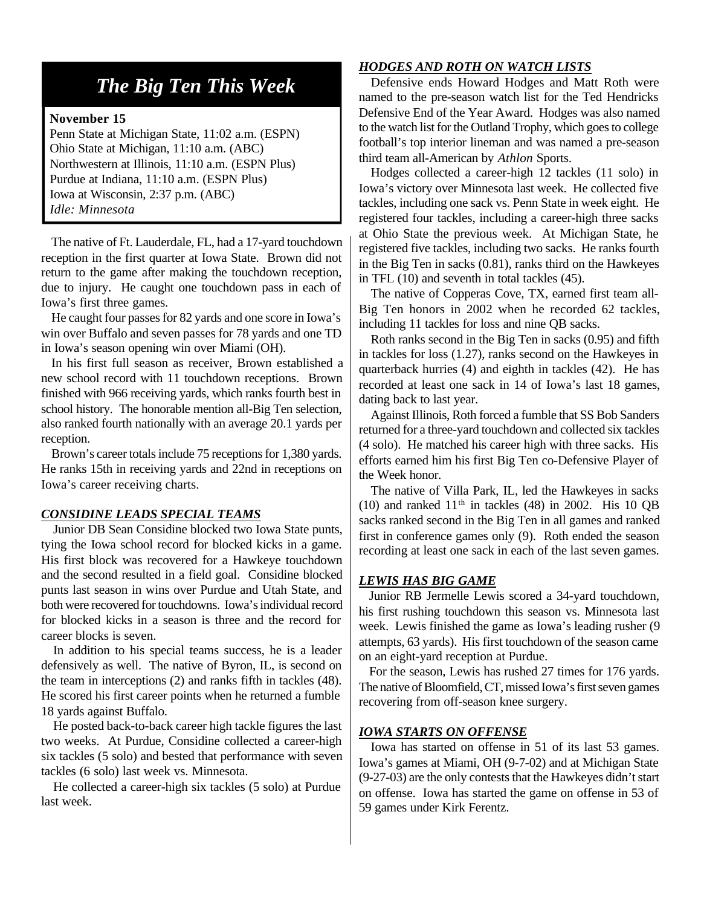## The Big Ten This Week

**November 15**
Penn State at Michigan State, 11:02 a.m. (ESPN)
Ohio State at Michigan, 11:10 a.m. (ABC)
Northwestern at Illinois, 11:10 a.m. (ESPN Plus)
Purdue at Indiana, 11:10 a.m. (ESPN Plus)
Iowa at Wisconsin, 2:37 p.m. (ABC)
*Idle: Minnesota*

The native of Ft. Lauderdale, FL, had a 17-yard touchdown reception in the first quarter at Iowa State. Brown did not return to the game after making the touchdown reception, due to injury. He caught one touchdown pass in each of Iowa's first three games.

He caught four passes for 82 yards and one score in Iowa's win over Buffalo and seven passes for 78 yards and one TD in Iowa's season opening win over Miami (OH).

In his first full season as receiver, Brown established a new school record with 11 touchdown receptions. Brown finished with 966 receiving yards, which ranks fourth best in school history. The honorable mention all-Big Ten selection, also ranked fourth nationally with an average 20.1 yards per reception.

Brown's career totals include 75 receptions for 1,380 yards. He ranks 15th in receiving yards and 22nd in receptions on Iowa's career receiving charts.

### *CONSIDINE LEADS SPECIAL TEAMS*

Junior DB Sean Considine blocked two Iowa State punts, tying the Iowa school record for blocked kicks in a game. His first block was recovered for a Hawkeye touchdown and the second resulted in a field goal. Considine blocked punts last season in wins over Purdue and Utah State, and both were recovered for touchdowns. Iowa's individual record for blocked kicks in a season is three and the record for career blocks is seven.

In addition to his special teams success, he is a leader defensively as well. The native of Byron, IL, is second on the team in interceptions (2) and ranks fifth in tackles (48). He scored his first career points when he returned a fumble 18 yards against Buffalo.

He posted back-to-back career high tackle figures the last two weeks. At Purdue, Considine collected a career-high six tackles (5 solo) and bested that performance with seven tackles (6 solo) last week vs. Minnesota.

He collected a career-high six tackles (5 solo) at Purdue last week.

### *HODGES AND ROTH ON WATCH LISTS*

Defensive ends Howard Hodges and Matt Roth were named to the pre-season watch list for the Ted Hendricks Defensive End of the Year Award. Hodges was also named to the watch list for the Outland Trophy, which goes to college football's top interior lineman and was named a pre-season third team all-American by *Athlon* Sports.

Hodges collected a career-high 12 tackles (11 solo) in Iowa's victory over Minnesota last week. He collected five tackles, including one sack vs. Penn State in week eight. He registered four tackles, including a career-high three sacks at Ohio State the previous week. At Michigan State, he registered five tackles, including two sacks. He ranks fourth in the Big Ten in sacks (0.81), ranks third on the Hawkeyes in TFL (10) and seventh in total tackles (45).

The native of Copperas Cove, TX, earned first team all-Big Ten honors in 2002 when he recorded 62 tackles, including 11 tackles for loss and nine QB sacks.

Roth ranks second in the Big Ten in sacks (0.95) and fifth in tackles for loss (1.27), ranks second on the Hawkeyes in quarterback hurries (4) and eighth in tackles (42). He has recorded at least one sack in 14 of Iowa's last 18 games, dating back to last year.

Against Illinois, Roth forced a fumble that SS Bob Sanders returned for a three-yard touchdown and collected six tackles (4 solo). He matched his career high with three sacks. His efforts earned him his first Big Ten co-Defensive Player of the Week honor.

The native of Villa Park, IL, led the Hawkeyes in sacks (10) and ranked 11th in tackles (48) in 2002. His 10 QB sacks ranked second in the Big Ten in all games and ranked first in conference games only (9). Roth ended the season recording at least one sack in each of the last seven games.

### *LEWIS HAS BIG GAME*

Junior RB Jermelle Lewis scored a 34-yard touchdown, his first rushing touchdown this season vs. Minnesota last week. Lewis finished the game as Iowa's leading rusher (9 attempts, 63 yards). His first touchdown of the season came on an eight-yard reception at Purdue.

For the season, Lewis has rushed 27 times for 176 yards. The native of Bloomfield, CT, missed Iowa's first seven games recovering from off-season knee surgery.

### *IOWA STARTS ON OFFENSE*

Iowa has started on offense in 51 of its last 53 games. Iowa's games at Miami, OH (9-7-02) and at Michigan State (9-27-03) are the only contests that the Hawkeyes didn't start on offense. Iowa has started the game on offense in 53 of 59 games under Kirk Ferentz.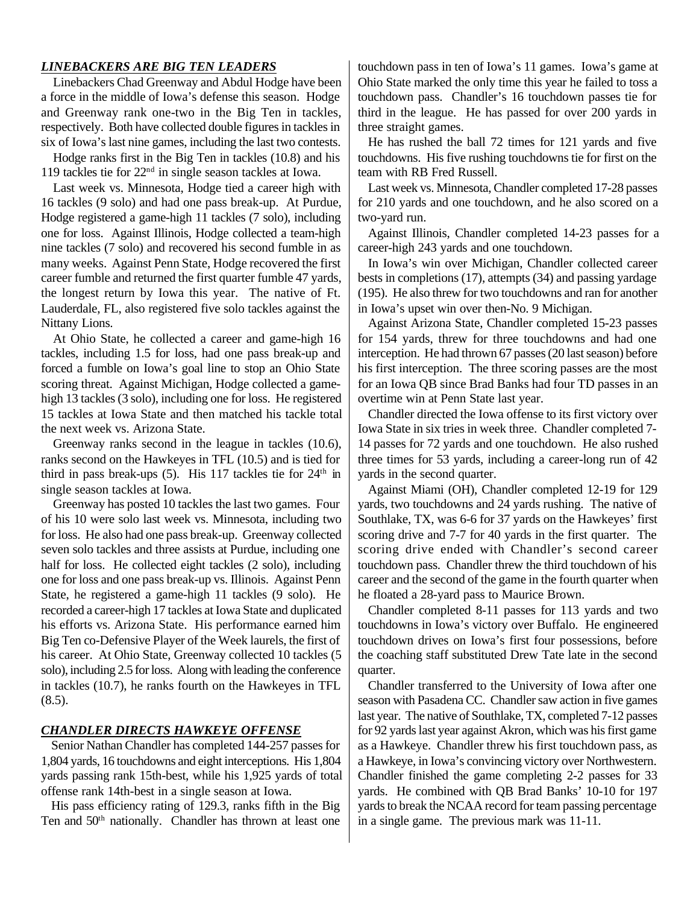## *LINEBACKERS ARE BIG TEN LEADERS*

Linebackers Chad Greenway and Abdul Hodge have been a force in the middle of Iowa's defense this season. Hodge and Greenway rank one-two in the Big Ten in tackles, respectively. Both have collected double figures in tackles in six of Iowa's last nine games, including the last two contests.

Hodge ranks first in the Big Ten in tackles (10.8) and his 119 tackles tie for 22nd in single season tackles at Iowa.

Last week vs. Minnesota, Hodge tied a career high with 16 tackles (9 solo) and had one pass break-up. At Purdue, Hodge registered a game-high 11 tackles (7 solo), including one for loss. Against Illinois, Hodge collected a team-high nine tackles (7 solo) and recovered his second fumble in as many weeks. Against Penn State, Hodge recovered the first career fumble and returned the first quarter fumble 47 yards, the longest return by Iowa this year. The native of Ft. Lauderdale, FL, also registered five solo tackles against the Nittany Lions.

At Ohio State, he collected a career and game-high 16 tackles, including 1.5 for loss, had one pass break-up and forced a fumble on Iowa's goal line to stop an Ohio State scoring threat. Against Michigan, Hodge collected a game-high 13 tackles (3 solo), including one for loss. He registered 15 tackles at Iowa State and then matched his tackle total the next week vs. Arizona State.

Greenway ranks second in the league in tackles (10.6), ranks second on the Hawkeyes in TFL (10.5) and is tied for third in pass break-ups (5). His 117 tackles tie for 24th in single season tackles at Iowa.

Greenway has posted 10 tackles the last two games. Four of his 10 were solo last week vs. Minnesota, including two for loss. He also had one pass break-up. Greenway collected seven solo tackles and three assists at Purdue, including one half for loss. He collected eight tackles (2 solo), including one for loss and one pass break-up vs. Illinois. Against Penn State, he registered a game-high 11 tackles (9 solo). He recorded a career-high 17 tackles at Iowa State and duplicated his efforts vs. Arizona State. His performance earned him Big Ten co-Defensive Player of the Week laurels, the first of his career. At Ohio State, Greenway collected 10 tackles (5 solo), including 2.5 for loss. Along with leading the conference in tackles (10.7), he ranks fourth on the Hawkeyes in TFL (8.5).

## *CHANDLER DIRECTS HAWKEYE OFFENSE*

Senior Nathan Chandler has completed 144-257 passes for 1,804 yards, 16 touchdowns and eight interceptions. His 1,804 yards passing rank 15th-best, while his 1,925 yards of total offense rank 14th-best in a single season at Iowa.

His pass efficiency rating of 129.3, ranks fifth in the Big Ten and 50th nationally. Chandler has thrown at least one touchdown pass in ten of Iowa's 11 games. Iowa's game at Ohio State marked the only time this year he failed to toss a touchdown pass. Chandler's 16 touchdown passes tie for third in the league. He has passed for over 200 yards in three straight games.

He has rushed the ball 72 times for 121 yards and five touchdowns. His five rushing touchdowns tie for first on the team with RB Fred Russell.

Last week vs. Minnesota, Chandler completed 17-28 passes for 210 yards and one touchdown, and he also scored on a two-yard run.

Against Illinois, Chandler completed 14-23 passes for a career-high 243 yards and one touchdown.

In Iowa's win over Michigan, Chandler collected career bests in completions (17), attempts (34) and passing yardage (195). He also threw for two touchdowns and ran for another in Iowa's upset win over then-No. 9 Michigan.

Against Arizona State, Chandler completed 15-23 passes for 154 yards, threw for three touchdowns and had one interception. He had thrown 67 passes (20 last season) before his first interception. The three scoring passes are the most for an Iowa QB since Brad Banks had four TD passes in an overtime win at Penn State last year.

Chandler directed the Iowa offense to its first victory over Iowa State in six tries in week three. Chandler completed 7-14 passes for 72 yards and one touchdown. He also rushed three times for 53 yards, including a career-long run of 42 yards in the second quarter.

Against Miami (OH), Chandler completed 12-19 for 129 yards, two touchdowns and 24 yards rushing. The native of Southlake, TX, was 6-6 for 37 yards on the Hawkeyes' first scoring drive and 7-7 for 40 yards in the first quarter. The scoring drive ended with Chandler's second career touchdown pass. Chandler threw the third touchdown of his career and the second of the game in the fourth quarter when he floated a 28-yard pass to Maurice Brown.

Chandler completed 8-11 passes for 113 yards and two touchdowns in Iowa's victory over Buffalo. He engineered touchdown drives on Iowa's first four possessions, before the coaching staff substituted Drew Tate late in the second quarter.

Chandler transferred to the University of Iowa after one season with Pasadena CC. Chandler saw action in five games last year. The native of Southlake, TX, completed 7-12 passes for 92 yards last year against Akron, which was his first game as a Hawkeye. Chandler threw his first touchdown pass, as a Hawkeye, in Iowa's convincing victory over Northwestern. Chandler finished the game completing 2-2 passes for 33 yards. He combined with QB Brad Banks' 10-10 for 197 yards to break the NCAA record for team passing percentage in a single game. The previous mark was 11-11.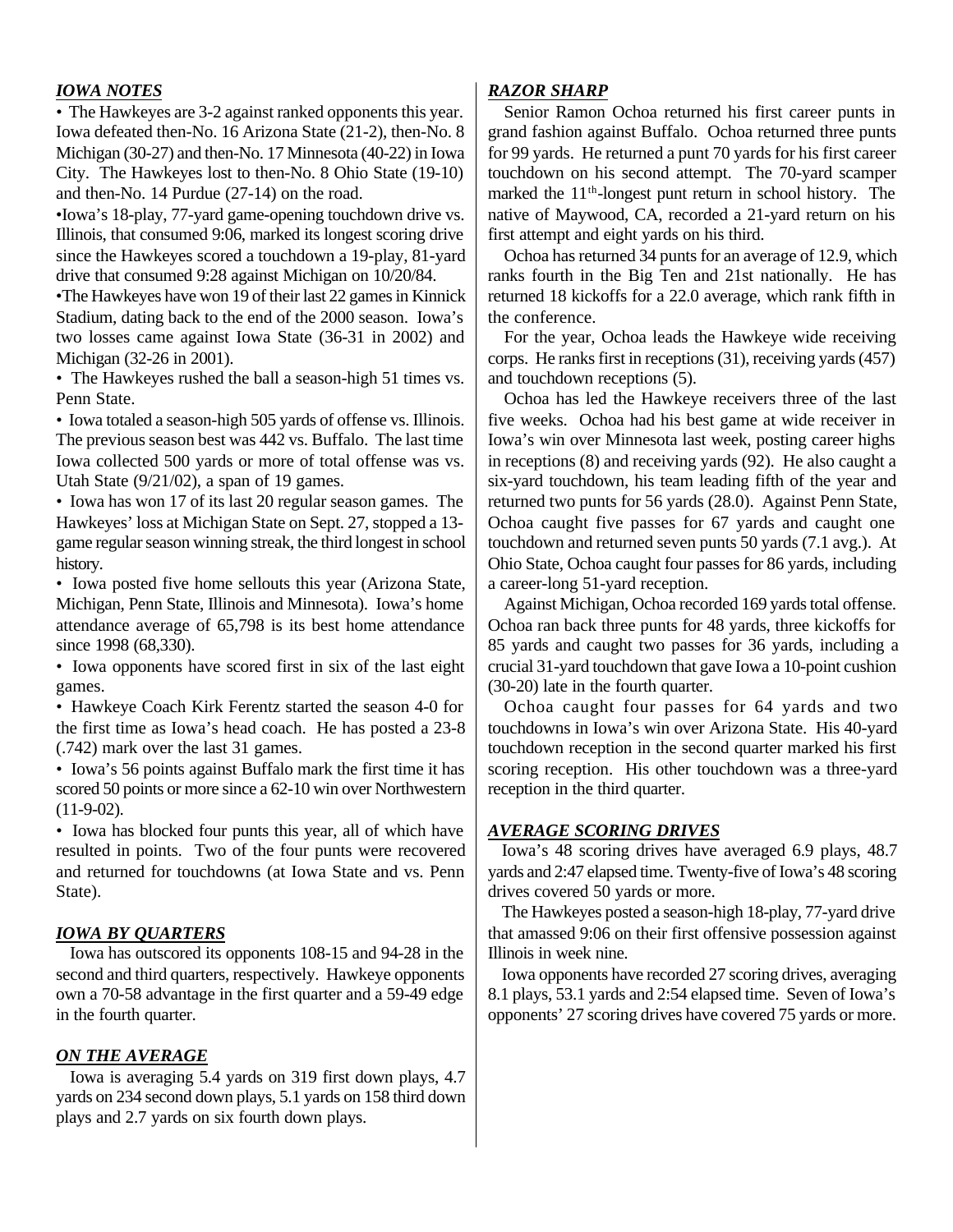## IOWA NOTES

- The Hawkeyes are 3-2 against ranked opponents this year. Iowa defeated then-No. 16 Arizona State (21-2), then-No. 8 Michigan (30-27) and then-No. 17 Minnesota (40-22) in Iowa City. The Hawkeyes lost to then-No. 8 Ohio State (19-10) and then-No. 14 Purdue (27-14) on the road.
- Iowa's 18-play, 77-yard game-opening touchdown drive vs. Illinois, that consumed 9:06, marked its longest scoring drive since the Hawkeyes scored a touchdown a 19-play, 81-yard drive that consumed 9:28 against Michigan on 10/20/84.
- The Hawkeyes have won 19 of their last 22 games in Kinnick Stadium, dating back to the end of the 2000 season. Iowa's two losses came against Iowa State (36-31 in 2002) and Michigan (32-26 in 2001).
- The Hawkeyes rushed the ball a season-high 51 times vs. Penn State.
- Iowa totaled a season-high 505 yards of offense vs. Illinois. The previous season best was 442 vs. Buffalo. The last time Iowa collected 500 yards or more of total offense was vs. Utah State (9/21/02), a span of 19 games.
- Iowa has won 17 of its last 20 regular season games. The Hawkeyes' loss at Michigan State on Sept. 27, stopped a 13-game regular season winning streak, the third longest in school history.
- Iowa posted five home sellouts this year (Arizona State, Michigan, Penn State, Illinois and Minnesota). Iowa's home attendance average of 65,798 is its best home attendance since 1998 (68,330).
- Iowa opponents have scored first in six of the last eight games.
- Hawkeye Coach Kirk Ferentz started the season 4-0 for the first time as Iowa's head coach. He has posted a 23-8 (.742) mark over the last 31 games.
- Iowa's 56 points against Buffalo mark the first time it has scored 50 points or more since a 62-10 win over Northwestern (11-9-02).
- Iowa has blocked four punts this year, all of which have resulted in points. Two of the four punts were recovered and returned for touchdowns (at Iowa State and vs. Penn State).

## IOWA BY QUARTERS

Iowa has outscored its opponents 108-15 and 94-28 in the second and third quarters, respectively. Hawkeye opponents own a 70-58 advantage in the first quarter and a 59-49 edge in the fourth quarter.

## ON THE AVERAGE

Iowa is averaging 5.4 yards on 319 first down plays, 4.7 yards on 234 second down plays, 5.1 yards on 158 third down plays and 2.7 yards on six fourth down plays.

## RAZOR SHARP

Senior Ramon Ochoa returned his first career punts in grand fashion against Buffalo. Ochoa returned three punts for 99 yards. He returned a punt 70 yards for his first career touchdown on his second attempt. The 70-yard scamper marked the 11th-longest punt return in school history. The native of Maywood, CA, recorded a 21-yard return on his first attempt and eight yards on his third.

Ochoa has returned 34 punts for an average of 12.9, which ranks fourth in the Big Ten and 21st nationally. He has returned 18 kickoffs for a 22.0 average, which rank fifth in the conference.

For the year, Ochoa leads the Hawkeye wide receiving corps. He ranks first in receptions (31), receiving yards (457) and touchdown receptions (5).

Ochoa has led the Hawkeye receivers three of the last five weeks. Ochoa had his best game at wide receiver in Iowa's win over Minnesota last week, posting career highs in receptions (8) and receiving yards (92). He also caught a six-yard touchdown, his team leading fifth of the year and returned two punts for 56 yards (28.0). Against Penn State, Ochoa caught five passes for 67 yards and caught one touchdown and returned seven punts 50 yards (7.1 avg.). At Ohio State, Ochoa caught four passes for 86 yards, including a career-long 51-yard reception.

Against Michigan, Ochoa recorded 169 yards total offense. Ochoa ran back three punts for 48 yards, three kickoffs for 85 yards and caught two passes for 36 yards, including a crucial 31-yard touchdown that gave Iowa a 10-point cushion (30-20) late in the fourth quarter.

Ochoa caught four passes for 64 yards and two touchdowns in Iowa's win over Arizona State. His 40-yard touchdown reception in the second quarter marked his first scoring reception. His other touchdown was a three-yard reception in the third quarter.

## AVERAGE SCORING DRIVES

Iowa's 48 scoring drives have averaged 6.9 plays, 48.7 yards and 2:47 elapsed time. Twenty-five of Iowa's 48 scoring drives covered 50 yards or more.

The Hawkeyes posted a season-high 18-play, 77-yard drive that amassed 9:06 on their first offensive possession against Illinois in week nine.

Iowa opponents have recorded 27 scoring drives, averaging 8.1 plays, 53.1 yards and 2:54 elapsed time. Seven of Iowa's opponents' 27 scoring drives have covered 75 yards or more.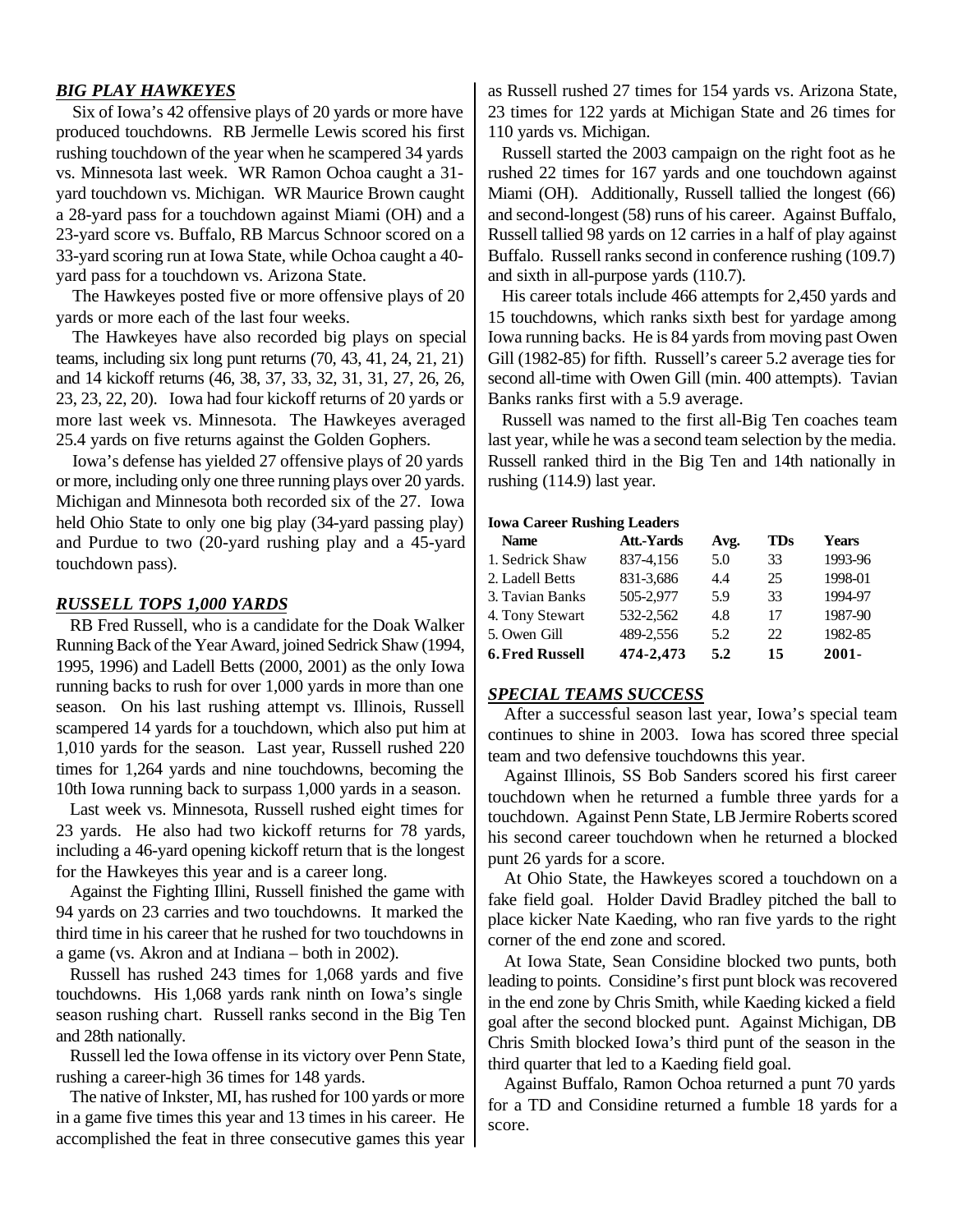## *BIG PLAY HAWKEYES*

Six of Iowa's 42 offensive plays of 20 yards or more have produced touchdowns. RB Jermelle Lewis scored his first rushing touchdown of the year when he scampered 34 yards vs. Minnesota last week. WR Ramon Ochoa caught a 31-yard touchdown vs. Michigan. WR Maurice Brown caught a 28-yard pass for a touchdown against Miami (OH) and a 23-yard score vs. Buffalo, RB Marcus Schnoor scored on a 33-yard scoring run at Iowa State, while Ochoa caught a 40-yard pass for a touchdown vs. Arizona State.

The Hawkeyes posted five or more offensive plays of 20 yards or more each of the last four weeks.

The Hawkeyes have also recorded big plays on special teams, including six long punt returns (70, 43, 41, 24, 21, 21) and 14 kickoff returns (46, 38, 37, 33, 32, 31, 31, 27, 26, 26, 23, 23, 22, 20). Iowa had four kickoff returns of 20 yards or more last week vs. Minnesota. The Hawkeyes averaged 25.4 yards on five returns against the Golden Gophers.

Iowa's defense has yielded 27 offensive plays of 20 yards or more, including only one three running plays over 20 yards. Michigan and Minnesota both recorded six of the 27. Iowa held Ohio State to only one big play (34-yard passing play) and Purdue to two (20-yard rushing play and a 45-yard touchdown pass).

## *RUSSELL TOPS 1,000 YARDS*

RB Fred Russell, who is a candidate for the Doak Walker Running Back of the Year Award, joined Sedrick Shaw (1994, 1995, 1996) and Ladell Betts (2000, 2001) as the only Iowa running backs to rush for over 1,000 yards in more than one season. On his last rushing attempt vs. Illinois, Russell scampered 14 yards for a touchdown, which also put him at 1,010 yards for the season. Last year, Russell rushed 220 times for 1,264 yards and nine touchdowns, becoming the 10th Iowa running back to surpass 1,000 yards in a season.

Last week vs. Minnesota, Russell rushed eight times for 23 yards. He also had two kickoff returns for 78 yards, including a 46-yard opening kickoff return that is the longest for the Hawkeyes this year and is a career long.

Against the Fighting Illini, Russell finished the game with 94 yards on 23 carries and two touchdowns. It marked the third time in his career that he rushed for two touchdowns in a game (vs. Akron and at Indiana – both in 2002).

Russell has rushed 243 times for 1,068 yards and five touchdowns. His 1,068 yards rank ninth on Iowa's single season rushing chart. Russell ranks second in the Big Ten and 28th nationally.

Russell led the Iowa offense in its victory over Penn State, rushing a career-high 36 times for 148 yards.

The native of Inkster, MI, has rushed for 100 yards or more in a game five times this year and 13 times in his career. He accomplished the feat in three consecutive games this year as Russell rushed 27 times for 154 yards vs. Arizona State, 23 times for 122 yards at Michigan State and 26 times for 110 yards vs. Michigan.

Russell started the 2003 campaign on the right foot as he rushed 22 times for 167 yards and one touchdown against Miami (OH). Additionally, Russell tallied the longest (66) and second-longest (58) runs of his career. Against Buffalo, Russell tallied 98 yards on 12 carries in a half of play against Buffalo. Russell ranks second in conference rushing (109.7) and sixth in all-purpose yards (110.7).

His career totals include 466 attempts for 2,450 yards and 15 touchdowns, which ranks sixth best for yardage among Iowa running backs. He is 84 yards from moving past Owen Gill (1982-85) for fifth. Russell's career 5.2 average ties for second all-time with Owen Gill (min. 400 attempts). Tavian Banks ranks first with a 5.9 average.

Russell was named to the first all-Big Ten coaches team last year, while he was a second team selection by the media. Russell ranked third in the Big Ten and 14th nationally in rushing (114.9) last year.

**Iowa Career Rushing Leaders**

| Name | Att.-Yards | Avg. | TDs | Years |
|---|---|---|---|---|
| 1. Sedrick Shaw | 837-4,156 | 5.0 | 33 | 1993-96 |
| 2. Ladell Betts | 831-3,686 | 4.4 | 25 | 1998-01 |
| 3. Tavian Banks | 505-2,977 | 5.9 | 33 | 1994-97 |
| 4. Tony Stewart | 532-2,562 | 4.8 | 17 | 1987-90 |
| 5. Owen Gill | 489-2,556 | 5.2 | 22 | 1982-85 |
| **6. Fred Russell** | **474-2,473** | **5.2** | **15** | **2001-** |

## *SPECIAL TEAMS SUCCESS*

After a successful season last year, Iowa's special team continues to shine in 2003. Iowa has scored three special team and two defensive touchdowns this year.

Against Illinois, SS Bob Sanders scored his first career touchdown when he returned a fumble three yards for a touchdown. Against Penn State, LB Jermire Roberts scored his second career touchdown when he returned a blocked punt 26 yards for a score.

At Ohio State, the Hawkeyes scored a touchdown on a fake field goal. Holder David Bradley pitched the ball to place kicker Nate Kaeding, who ran five yards to the right corner of the end zone and scored.

At Iowa State, Sean Considine blocked two punts, both leading to points. Considine's first punt block was recovered in the end zone by Chris Smith, while Kaeding kicked a field goal after the second blocked punt. Against Michigan, DB Chris Smith blocked Iowa's third punt of the season in the third quarter that led to a Kaeding field goal.

Against Buffalo, Ramon Ochoa returned a punt 70 yards for a TD and Considine returned a fumble 18 yards for a score.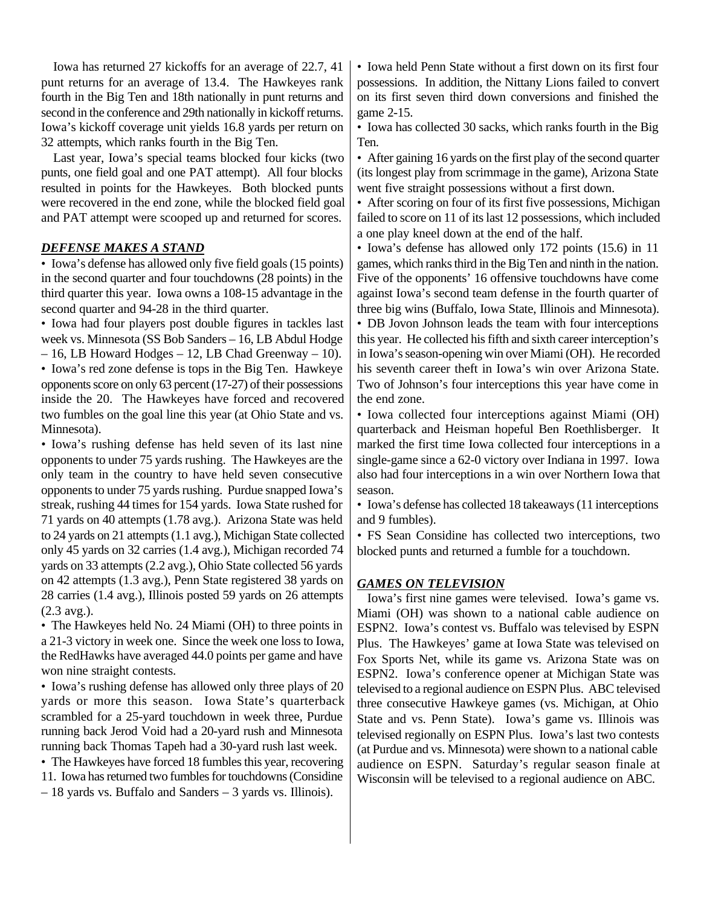Iowa has returned 27 kickoffs for an average of 22.7, 41 punt returns for an average of 13.4. The Hawkeyes rank fourth in the Big Ten and 18th nationally in punt returns and second in the conference and 29th nationally in kickoff returns. Iowa's kickoff coverage unit yields 16.8 yards per return on 32 attempts, which ranks fourth in the Big Ten.

Last year, Iowa's special teams blocked four kicks (two punts, one field goal and one PAT attempt). All four blocks resulted in points for the Hawkeyes. Both blocked punts were recovered in the end zone, while the blocked field goal and PAT attempt were scooped up and returned for scores.

## *DEFENSE MAKES A STAND*

- Iowa's defense has allowed only five field goals (15 points) in the second quarter and four touchdowns (28 points) in the third quarter this year. Iowa owns a 108-15 advantage in the second quarter and 94-28 in the third quarter.
- Iowa had four players post double figures in tackles last week vs. Minnesota (SS Bob Sanders – 16, LB Abdul Hodge – 16, LB Howard Hodges – 12, LB Chad Greenway – 10).
- Iowa's red zone defense is tops in the Big Ten. Hawkeye opponents score on only 63 percent (17-27) of their possessions inside the 20. The Hawkeyes have forced and recovered two fumbles on the goal line this year (at Ohio State and vs. Minnesota).
- Iowa's rushing defense has held seven of its last nine opponents to under 75 yards rushing. The Hawkeyes are the only team in the country to have held seven consecutive opponents to under 75 yards rushing. Purdue snapped Iowa's streak, rushing 44 times for 154 yards. Iowa State rushed for 71 yards on 40 attempts (1.78 avg.). Arizona State was held to 24 yards on 21 attempts (1.1 avg.), Michigan State collected only 45 yards on 32 carries (1.4 avg.), Michigan recorded 74 yards on 33 attempts (2.2 avg.), Ohio State collected 56 yards on 42 attempts (1.3 avg.), Penn State registered 38 yards on 28 carries (1.4 avg.), Illinois posted 59 yards on 26 attempts (2.3 avg.).
- The Hawkeyes held No. 24 Miami (OH) to three points in a 21-3 victory in week one. Since the week one loss to Iowa, the RedHawks have averaged 44.0 points per game and have won nine straight contests.
- Iowa's rushing defense has allowed only three plays of 20 yards or more this season. Iowa State's quarterback scrambled for a 25-yard touchdown in week three, Purdue running back Jerod Void had a 20-yard rush and Minnesota running back Thomas Tapeh had a 30-yard rush last week.
- The Hawkeyes have forced 18 fumbles this year, recovering 11. Iowa has returned two fumbles for touchdowns (Considine – 18 yards vs. Buffalo and Sanders – 3 yards vs. Illinois).
- Iowa held Penn State without a first down on its first four possessions. In addition, the Nittany Lions failed to convert on its first seven third down conversions and finished the game 2-15.
- Iowa has collected 30 sacks, which ranks fourth in the Big Ten.
- After gaining 16 yards on the first play of the second quarter (its longest play from scrimmage in the game), Arizona State went five straight possessions without a first down.
- After scoring on four of its first five possessions, Michigan failed to score on 11 of its last 12 possessions, which included a one play kneel down at the end of the half.
- Iowa's defense has allowed only 172 points (15.6) in 11 games, which ranks third in the Big Ten and ninth in the nation. Five of the opponents' 16 offensive touchdowns have come against Iowa's second team defense in the fourth quarter of three big wins (Buffalo, Iowa State, Illinois and Minnesota).
- DB Jovon Johnson leads the team with four interceptions this year. He collected his fifth and sixth career interception's in Iowa's season-opening win over Miami (OH). He recorded his seventh career theft in Iowa's win over Arizona State. Two of Johnson's four interceptions this year have come in the end zone.
- Iowa collected four interceptions against Miami (OH) quarterback and Heisman hopeful Ben Roethlisberger. It marked the first time Iowa collected four interceptions in a single-game since a 62-0 victory over Indiana in 1997. Iowa also had four interceptions in a win over Northern Iowa that season.
- Iowa's defense has collected 18 takeaways (11 interceptions and 9 fumbles).
- FS Sean Considine has collected two interceptions, two blocked punts and returned a fumble for a touchdown.

## *GAMES ON TELEVISION*

Iowa's first nine games were televised. Iowa's game vs. Miami (OH) was shown to a national cable audience on ESPN2. Iowa's contest vs. Buffalo was televised by ESPN Plus. The Hawkeyes' game at Iowa State was televised on Fox Sports Net, while its game vs. Arizona State was on ESPN2. Iowa's conference opener at Michigan State was televised to a regional audience on ESPN Plus. ABC televised three consecutive Hawkeye games (vs. Michigan, at Ohio State and vs. Penn State). Iowa's game vs. Illinois was televised regionally on ESPN Plus. Iowa's last two contests (at Purdue and vs. Minnesota) were shown to a national cable audience on ESPN. Saturday's regular season finale at Wisconsin will be televised to a regional audience on ABC.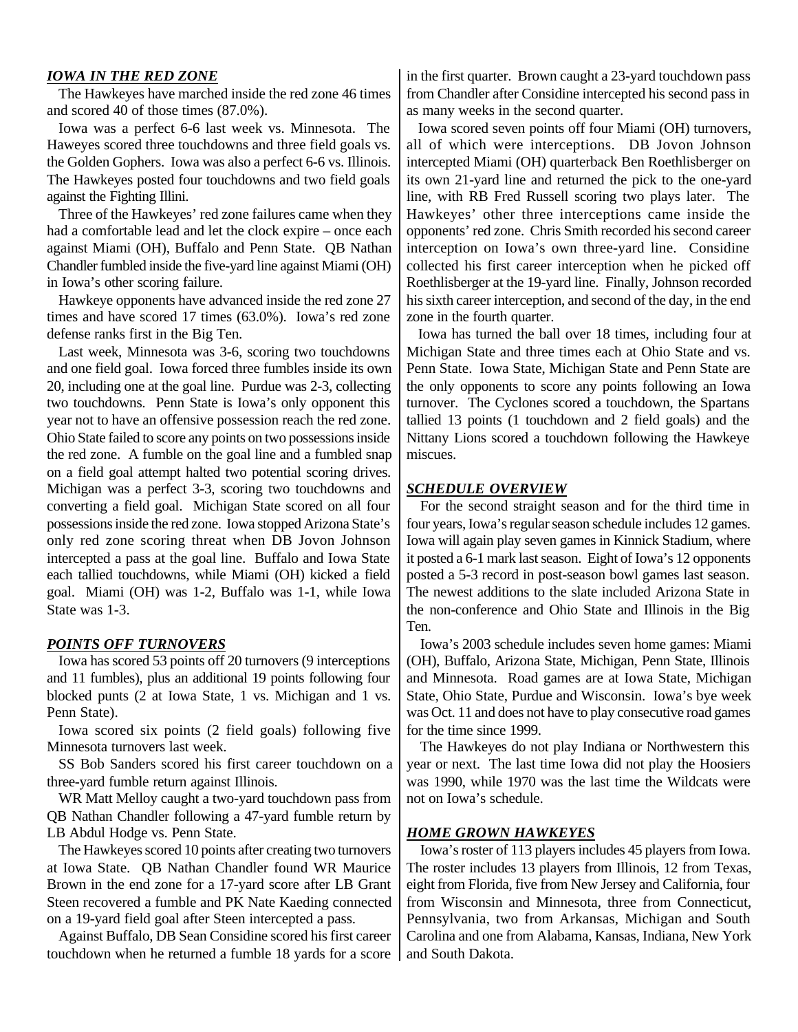## *IOWA IN THE RED ZONE*

The Hawkeyes have marched inside the red zone 46 times and scored 40 of those times (87.0%).

Iowa was a perfect 6-6 last week vs. Minnesota. The Haweyes scored three touchdowns and three field goals vs. the Golden Gophers. Iowa was also a perfect 6-6 vs. Illinois. The Hawkeyes posted four touchdowns and two field goals against the Fighting Illini.

Three of the Hawkeyes' red zone failures came when they had a comfortable lead and let the clock expire – once each against Miami (OH), Buffalo and Penn State. QB Nathan Chandler fumbled inside the five-yard line against Miami (OH) in Iowa's other scoring failure.

Hawkeye opponents have advanced inside the red zone 27 times and have scored 17 times (63.0%). Iowa's red zone defense ranks first in the Big Ten.

Last week, Minnesota was 3-6, scoring two touchdowns and one field goal. Iowa forced three fumbles inside its own 20, including one at the goal line. Purdue was 2-3, collecting two touchdowns. Penn State is Iowa's only opponent this year not to have an offensive possession reach the red zone. Ohio State failed to score any points on two possessions inside the red zone. A fumble on the goal line and a fumbled snap on a field goal attempt halted two potential scoring drives. Michigan was a perfect 3-3, scoring two touchdowns and converting a field goal. Michigan State scored on all four possessions inside the red zone. Iowa stopped Arizona State's only red zone scoring threat when DB Jovon Johnson intercepted a pass at the goal line. Buffalo and Iowa State each tallied touchdowns, while Miami (OH) kicked a field goal. Miami (OH) was 1-2, Buffalo was 1-1, while Iowa State was 1-3.

## *POINTS OFF TURNOVERS*

Iowa has scored 53 points off 20 turnovers (9 interceptions and 11 fumbles), plus an additional 19 points following four blocked punts (2 at Iowa State, 1 vs. Michigan and 1 vs. Penn State).

Iowa scored six points (2 field goals) following five Minnesota turnovers last week.

SS Bob Sanders scored his first career touchdown on a three-yard fumble return against Illinois.

WR Matt Melloy caught a two-yard touchdown pass from QB Nathan Chandler following a 47-yard fumble return by LB Abdul Hodge vs. Penn State.

The Hawkeyes scored 10 points after creating two turnovers at Iowa State. QB Nathan Chandler found WR Maurice Brown in the end zone for a 17-yard score after LB Grant Steen recovered a fumble and PK Nate Kaeding connected on a 19-yard field goal after Steen intercepted a pass.

Against Buffalo, DB Sean Considine scored his first career touchdown when he returned a fumble 18 yards for a score in the first quarter. Brown caught a 23-yard touchdown pass from Chandler after Considine intercepted his second pass in as many weeks in the second quarter.

Iowa scored seven points off four Miami (OH) turnovers, all of which were interceptions. DB Jovon Johnson intercepted Miami (OH) quarterback Ben Roethlisberger on its own 21-yard line and returned the pick to the one-yard line, with RB Fred Russell scoring two plays later. The Hawkeyes' other three interceptions came inside the opponents' red zone. Chris Smith recorded his second career interception on Iowa's own three-yard line. Considine collected his first career interception when he picked off Roethlisberger at the 19-yard line. Finally, Johnson recorded his sixth career interception, and second of the day, in the end zone in the fourth quarter.

Iowa has turned the ball over 18 times, including four at Michigan State and three times each at Ohio State and vs. Penn State. Iowa State, Michigan State and Penn State are the only opponents to score any points following an Iowa turnover. The Cyclones scored a touchdown, the Spartans tallied 13 points (1 touchdown and 2 field goals) and the Nittany Lions scored a touchdown following the Hawkeye miscues.

## *SCHEDULE OVERVIEW*

For the second straight season and for the third time in four years, Iowa's regular season schedule includes 12 games. Iowa will again play seven games in Kinnick Stadium, where it posted a 6-1 mark last season. Eight of Iowa's 12 opponents posted a 5-3 record in post-season bowl games last season. The newest additions to the slate included Arizona State in the non-conference and Ohio State and Illinois in the Big Ten.

Iowa's 2003 schedule includes seven home games: Miami (OH), Buffalo, Arizona State, Michigan, Penn State, Illinois and Minnesota. Road games are at Iowa State, Michigan State, Ohio State, Purdue and Wisconsin. Iowa's bye week was Oct. 11 and does not have to play consecutive road games for the time since 1999.

The Hawkeyes do not play Indiana or Northwestern this year or next. The last time Iowa did not play the Hoosiers was 1990, while 1970 was the last time the Wildcats were not on Iowa's schedule.

## *HOME GROWN HAWKEYES*

Iowa's roster of 113 players includes 45 players from Iowa. The roster includes 13 players from Illinois, 12 from Texas, eight from Florida, five from New Jersey and California, four from Wisconsin and Minnesota, three from Connecticut, Pennsylvania, two from Arkansas, Michigan and South Carolina and one from Alabama, Kansas, Indiana, New York and South Dakota.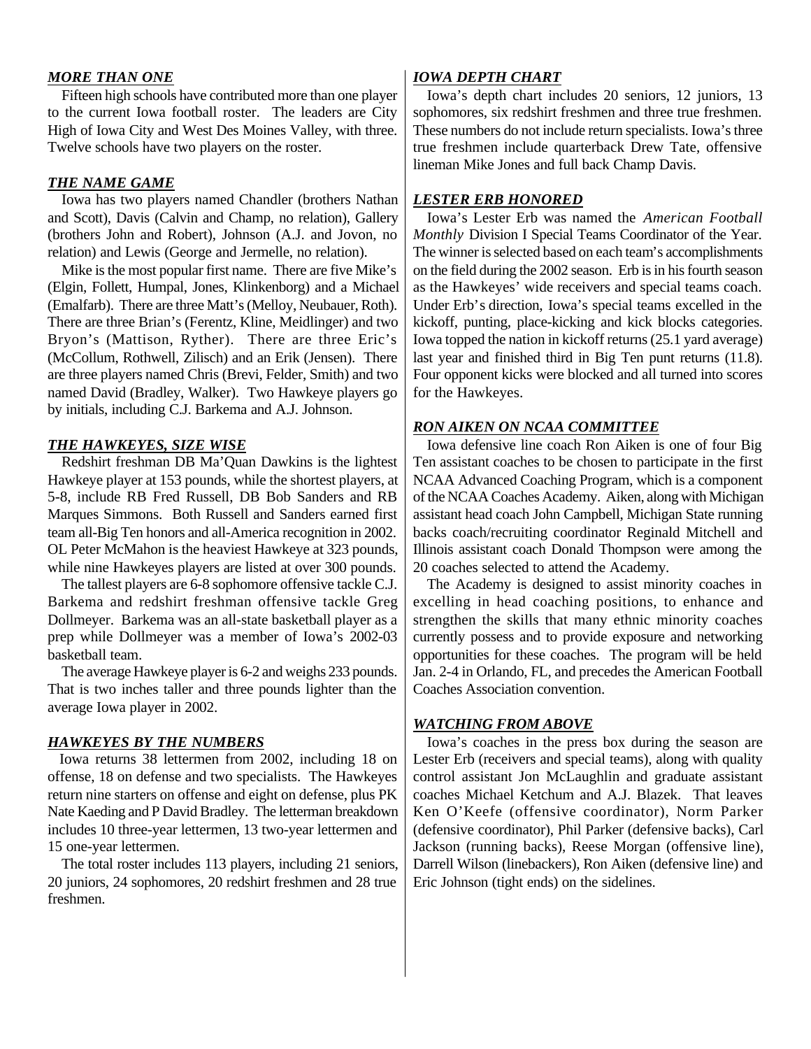### *MORE THAN ONE*

Fifteen high schools have contributed more than one player to the current Iowa football roster. The leaders are City High of Iowa City and West Des Moines Valley, with three. Twelve schools have two players on the roster.

### *THE NAME GAME*

Iowa has two players named Chandler (brothers Nathan and Scott), Davis (Calvin and Champ, no relation), Gallery (brothers John and Robert), Johnson (A.J. and Jovon, no relation) and Lewis (George and Jermelle, no relation).

Mike is the most popular first name. There are five Mike's (Elgin, Follett, Humpal, Jones, Klinkenborg) and a Michael (Emalfarb). There are three Matt's (Melloy, Neubauer, Roth). There are three Brian's (Ferentz, Kline, Meidlinger) and two Bryon's (Mattison, Ryther). There are three Eric's (McCollum, Rothwell, Zilisch) and an Erik (Jensen). There are three players named Chris (Brevi, Felder, Smith) and two named David (Bradley, Walker). Two Hawkeye players go by initials, including C.J. Barkema and A.J. Johnson.

### *THE HAWKEYES, SIZE WISE*

Redshirt freshman DB Ma'Quan Dawkins is the lightest Hawkeye player at 153 pounds, while the shortest players, at 5-8, include RB Fred Russell, DB Bob Sanders and RB Marques Simmons. Both Russell and Sanders earned first team all-Big Ten honors and all-America recognition in 2002. OL Peter McMahon is the heaviest Hawkeye at 323 pounds, while nine Hawkeyes players are listed at over 300 pounds.

The tallest players are 6-8 sophomore offensive tackle C.J. Barkema and redshirt freshman offensive tackle Greg Dollmeyer. Barkema was an all-state basketball player as a prep while Dollmeyer was a member of Iowa's 2002-03 basketball team.

The average Hawkeye player is 6-2 and weighs 233 pounds. That is two inches taller and three pounds lighter than the average Iowa player in 2002.

### *HAWKEYES BY THE NUMBERS*

Iowa returns 38 lettermen from 2002, including 18 on offense, 18 on defense and two specialists. The Hawkeyes return nine starters on offense and eight on defense, plus PK Nate Kaeding and P David Bradley. The letterman breakdown includes 10 three-year lettermen, 13 two-year lettermen and 15 one-year lettermen.

The total roster includes 113 players, including 21 seniors, 20 juniors, 24 sophomores, 20 redshirt freshmen and 28 true freshmen.

### *IOWA DEPTH CHART*

Iowa's depth chart includes 20 seniors, 12 juniors, 13 sophomores, six redshirt freshmen and three true freshmen. These numbers do not include return specialists. Iowa's three true freshmen include quarterback Drew Tate, offensive lineman Mike Jones and full back Champ Davis.

### *LESTER ERB HONORED*

Iowa's Lester Erb was named the *American Football Monthly* Division I Special Teams Coordinator of the Year. The winner is selected based on each team's accomplishments on the field during the 2002 season. Erb is in his fourth season as the Hawkeyes' wide receivers and special teams coach. Under Erb's direction, Iowa's special teams excelled in the kickoff, punting, place-kicking and kick blocks categories. Iowa topped the nation in kickoff returns (25.1 yard average) last year and finished third in Big Ten punt returns (11.8). Four opponent kicks were blocked and all turned into scores for the Hawkeyes.

### *RON AIKEN ON NCAA COMMITTEE*

Iowa defensive line coach Ron Aiken is one of four Big Ten assistant coaches to be chosen to participate in the first NCAA Advanced Coaching Program, which is a component of the NCAA Coaches Academy. Aiken, along with Michigan assistant head coach John Campbell, Michigan State running backs coach/recruiting coordinator Reginald Mitchell and Illinois assistant coach Donald Thompson were among the 20 coaches selected to attend the Academy.

The Academy is designed to assist minority coaches in excelling in head coaching positions, to enhance and strengthen the skills that many ethnic minority coaches currently possess and to provide exposure and networking opportunities for these coaches. The program will be held Jan. 2-4 in Orlando, FL, and precedes the American Football Coaches Association convention.

### *WATCHING FROM ABOVE*

Iowa's coaches in the press box during the season are Lester Erb (receivers and special teams), along with quality control assistant Jon McLaughlin and graduate assistant coaches Michael Ketchum and A.J. Blazek. That leaves Ken O'Keefe (offensive coordinator), Norm Parker (defensive coordinator), Phil Parker (defensive backs), Carl Jackson (running backs), Reese Morgan (offensive line), Darrell Wilson (linebackers), Ron Aiken (defensive line) and Eric Johnson (tight ends) on the sidelines.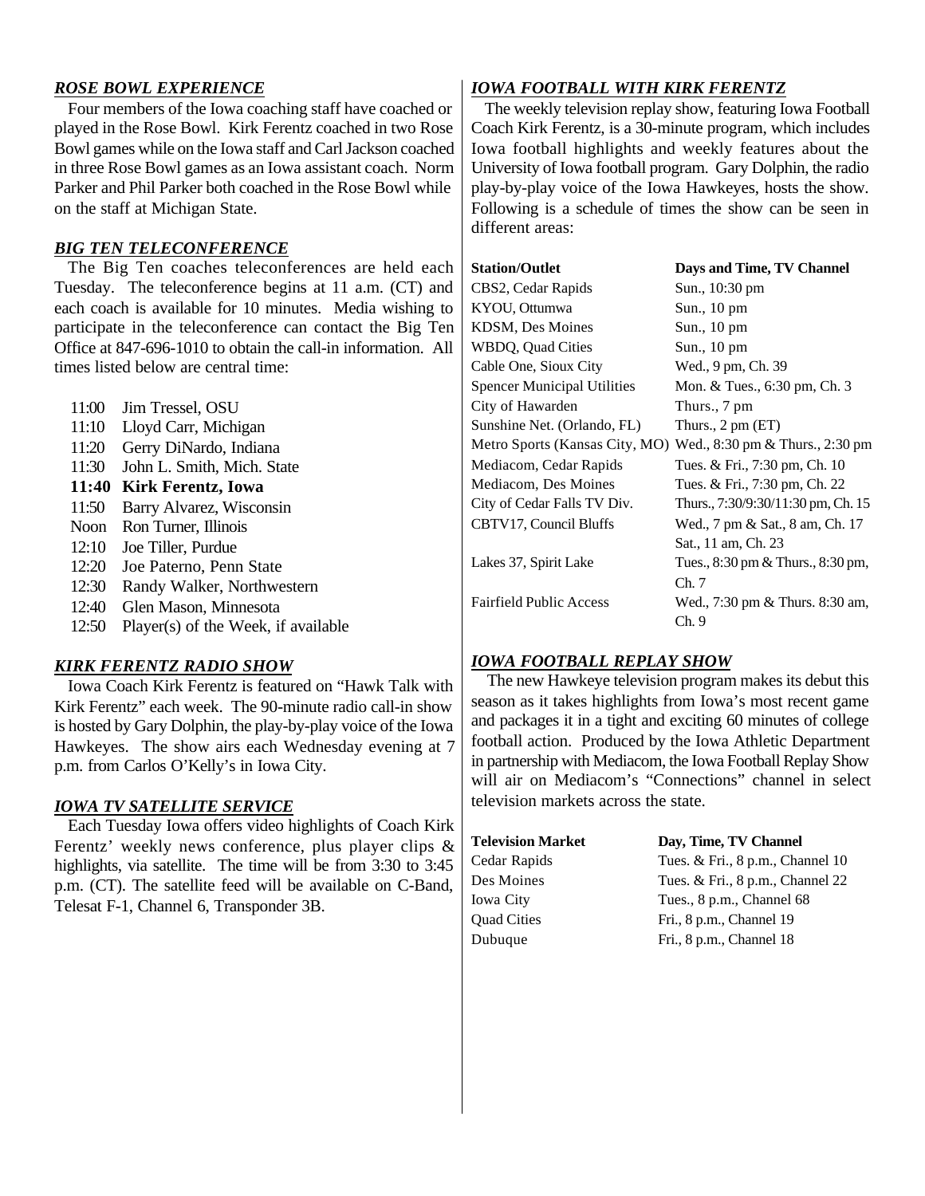## *ROSE BOWL EXPERIENCE*

Four members of the Iowa coaching staff have coached or played in the Rose Bowl. Kirk Ferentz coached in two Rose Bowl games while on the Iowa staff and Carl Jackson coached in three Rose Bowl games as an Iowa assistant coach. Norm Parker and Phil Parker both coached in the Rose Bowl while on the staff at Michigan State.

## *BIG TEN TELECONFERENCE*

The Big Ten coaches teleconferences are held each Tuesday. The teleconference begins at 11 a.m. (CT) and each coach is available for 10 minutes. Media wishing to participate in the teleconference can contact the Big Ten Office at 847-696-1010 to obtain the call-in information. All times listed below are central time:

| | |
|---|---|
| 11:00 | Jim Tressel, OSU |
| 11:10 | Lloyd Carr, Michigan |
| 11:20 | Gerry DiNardo, Indiana |
| 11:30 | John L. Smith, Mich. State |
| **11:40** | **Kirk Ferentz, Iowa** |
| 11:50 | Barry Alvarez, Wisconsin |
| Noon | Ron Turner, Illinois |
| 12:10 | Joe Tiller, Purdue |
| 12:20 | Joe Paterno, Penn State |
| 12:30 | Randy Walker, Northwestern |
| 12:40 | Glen Mason, Minnesota |
| 12:50 | Player(s) of the Week, if available |

## *KIRK FERENTZ RADIO SHOW*

Iowa Coach Kirk Ferentz is featured on “Hawk Talk with Kirk Ferentz” each week. The 90-minute radio call-in show is hosted by Gary Dolphin, the play-by-play voice of the Iowa Hawkeyes. The show airs each Wednesday evening at 7 p.m. from Carlos O’Kelly’s in Iowa City.

## *IOWA TV SATELLITE SERVICE*

Each Tuesday Iowa offers video highlights of Coach Kirk Ferentz’ weekly news conference, plus player clips & highlights, via satellite. The time will be from 3:30 to 3:45 p.m. (CT). The satellite feed will be available on C-Band, Telesat F-1, Channel 6, Transponder 3B.

## *IOWA FOOTBALL WITH KIRK FERENTZ*

The weekly television replay show, featuring Iowa Football Coach Kirk Ferentz, is a 30-minute program, which includes Iowa football highlights and weekly features about the University of Iowa football program. Gary Dolphin, the radio play-by-play voice of the Iowa Hawkeyes, hosts the show. Following is a schedule of times the show can be seen in different areas:

| Station/Outlet | Days and Time, TV Channel |
|---|---|
| CBS2, Cedar Rapids | Sun., 10:30 pm |
| KYOU, Ottumwa | Sun., 10 pm |
| KDSM, Des Moines | Sun., 10 pm |
| WBDQ, Quad Cities | Sun., 10 pm |
| Cable One, Sioux City | Wed., 9 pm, Ch. 39 |
| Spencer Municipal Utilities | Mon. & Tues., 6:30 pm, Ch. 3 |
| City of Hawarden | Thurs., 7 pm |
| Sunshine Net. (Orlando, FL) | Thurs., 2 pm (ET) |
| Metro Sports (Kansas City, MO) | Wed., 8:30 pm & Thurs., 2:30 pm |
| Mediacom, Cedar Rapids | Tues. & Fri., 7:30 pm, Ch. 10 |
| Mediacom, Des Moines | Tues. & Fri., 7:30 pm, Ch. 22 |
| City of Cedar Falls TV Div. | Thurs., 7:30/9:30/11:30 pm, Ch. 15 |
| CBTV17, Council Bluffs | Wed., 7 pm & Sat., 8 am, Ch. 17 |
| | Sat., 11 am, Ch. 23 |
| Lakes 37, Spirit Lake | Tues., 8:30 pm & Thurs., 8:30 pm, Ch. 7 |
| Fairfield Public Access | Wed., 7:30 pm & Thurs. 8:30 am, Ch. 9 |

## *IOWA FOOTBALL REPLAY SHOW*

The new Hawkeye television program makes its debut this season as it takes highlights from Iowa’s most recent game and packages it in a tight and exciting 60 minutes of college football action. Produced by the Iowa Athletic Department in partnership with Mediacom, the Iowa Football Replay Show will air on Mediacom’s “Connections” channel in select television markets across the state.

| Television Market | Day, Time, TV Channel |
|---|---|
| Cedar Rapids | Tues. & Fri., 8 p.m., Channel 10 |
| Des Moines | Tues. & Fri., 8 p.m., Channel 22 |
| Iowa City | Tues., 8 p.m., Channel 68 |
| Quad Cities | Fri., 8 p.m., Channel 19 |
| Dubuque | Fri., 8 p.m., Channel 18 |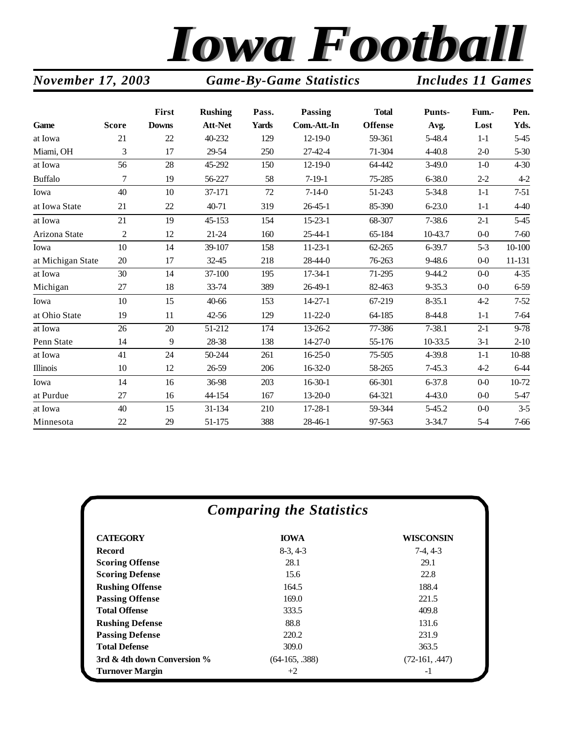# Iowa Football

*November 17, 2003* — *Game-By-Game Statistics* — *Includes 11 Games*

| Game | Score | First Downs | Rushing Att-Net | Pass. Yards | Passing Com.-Att.-In | Total Offense | Punts-Avg. | Fum.-Lost | Pen. Yds. |
|---|---|---|---|---|---|---|---|---|---|
| at Iowa | 21 | 22 | 40-232 | 129 | 12-19-0 | 59-361 | 5-48.4 | 1-1 | 5-45 |
| Miami, OH | 3 | 17 | 29-54 | 250 | 27-42-4 | 71-304 | 4-40.8 | 2-0 | 5-30 |
| at Iowa | 56 | 28 | 45-292 | 150 | 12-19-0 | 64-442 | 3-49.0 | 1-0 | 4-30 |
| Buffalo | 7 | 19 | 56-227 | 58 | 7-19-1 | 75-285 | 6-38.0 | 2-2 | 4-2 |
| Iowa | 40 | 10 | 37-171 | 72 | 7-14-0 | 51-243 | 5-34.8 | 1-1 | 7-51 |
| at Iowa State | 21 | 22 | 40-71 | 319 | 26-45-1 | 85-390 | 6-23.0 | 1-1 | 4-40 |
| at Iowa | 21 | 19 | 45-153 | 154 | 15-23-1 | 68-307 | 7-38.6 | 2-1 | 5-45 |
| Arizona State | 2 | 12 | 21-24 | 160 | 25-44-1 | 65-184 | 10-43.7 | 0-0 | 7-60 |
| Iowa | 10 | 14 | 39-107 | 158 | 11-23-1 | 62-265 | 6-39.7 | 5-3 | 10-100 |
| at Michigan State | 20 | 17 | 32-45 | 218 | 28-44-0 | 76-263 | 9-48.6 | 0-0 | 11-131 |
| at Iowa | 30 | 14 | 37-100 | 195 | 17-34-1 | 71-295 | 9-44.2 | 0-0 | 4-35 |
| Michigan | 27 | 18 | 33-74 | 389 | 26-49-1 | 82-463 | 9-35.3 | 0-0 | 6-59 |
| Iowa | 10 | 15 | 40-66 | 153 | 14-27-1 | 67-219 | 8-35.1 | 4-2 | 7-52 |
| at Ohio State | 19 | 11 | 42-56 | 129 | 11-22-0 | 64-185 | 8-44.8 | 1-1 | 7-64 |
| at Iowa | 26 | 20 | 51-212 | 174 | 13-26-2 | 77-386 | 7-38.1 | 2-1 | 9-78 |
| Penn State | 14 | 9 | 28-38 | 138 | 14-27-0 | 55-176 | 10-33.5 | 3-1 | 2-10 |
| at Iowa | 41 | 24 | 50-244 | 261 | 16-25-0 | 75-505 | 4-39.8 | 1-1 | 10-88 |
| Illinois | 10 | 12 | 26-59 | 206 | 16-32-0 | 58-265 | 7-45.3 | 4-2 | 6-44 |
| Iowa | 14 | 16 | 36-98 | 203 | 16-30-1 | 66-301 | 6-37.8 | 0-0 | 10-72 |
| at Purdue | 27 | 16 | 44-154 | 167 | 13-20-0 | 64-321 | 4-43.0 | 0-0 | 5-47 |
| at Iowa | 40 | 15 | 31-134 | 210 | 17-28-1 | 59-344 | 5-45.2 | 0-0 | 3-5 |
| Minnesota | 22 | 29 | 51-175 | 388 | 28-46-1 | 97-563 | 3-34.7 | 5-4 | 7-66 |

## *Comparing the Statistics*

| CATEGORY | IOWA | WISCONSIN |
|---|---|---|
| **Record** | 8-3, 4-3 | 7-4, 4-3 |
| **Scoring Offense** | 28.1 | 29.1 |
| **Scoring Defense** | 15.6 | 22.8 |
| **Rushing Offense** | 164.5 | 188.4 |
| **Passing Offense** | 169.0 | 221.5 |
| **Total Offense** | 333.5 | 409.8 |
| **Rushing Defense** | 88.8 | 131.6 |
| **Passing Defense** | 220.2 | 231.9 |
| **Total Defense** | 309.0 | 363.5 |
| **3rd & 4th down Conversion %** | (64-165, .388) | (72-161, .447) |
| **Turnover Margin** | +2 | -1 |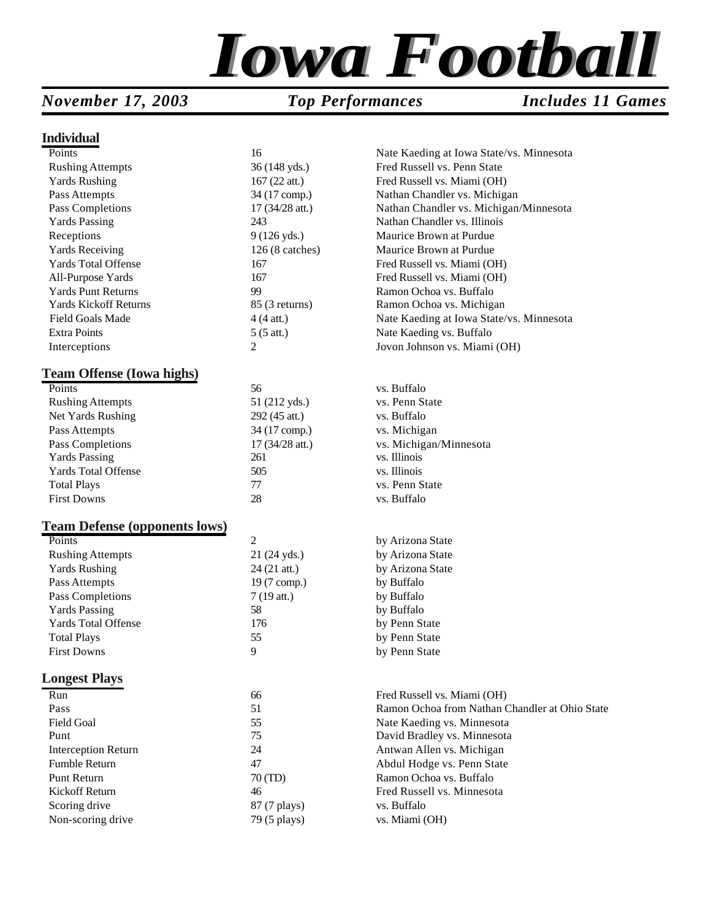# Iowa Football

*November 17, 2003* *Top Performances* *Includes 11 Games*

## Individual

| | | |
|---|---|---|
| Points | 16 | Nate Kaeding at Iowa State/vs. Minnesota |
| Rushing Attempts | 36 (148 yds.) | Fred Russell vs. Penn State |
| Yards Rushing | 167 (22 att.) | Fred Russell vs. Miami (OH) |
| Pass Attempts | 34 (17 comp.) | Nathan Chandler vs. Michigan |
| Pass Completions | 17 (34/28 att.) | Nathan Chandler vs. Michigan/Minnesota |
| Yards Passing | 243 | Nathan Chandler vs. Illinois |
| Receptions | 9 (126 yds.) | Maurice Brown at Purdue |
| Yards Receiving | 126 (8 catches) | Maurice Brown at Purdue |
| Yards Total Offense | 167 | Fred Russell vs. Miami (OH) |
| All-Purpose Yards | 167 | Fred Russell vs. Miami (OH) |
| Yards Punt Returns | 99 | Ramon Ochoa vs. Buffalo |
| Yards Kickoff Returns | 85 (3 returns) | Ramon Ochoa vs. Michigan |
| Field Goals Made | 4 (4 att.) | Nate Kaeding at Iowa State/vs. Minnesota |
| Extra Points | 5 (5 att.) | Nate Kaeding vs. Buffalo |
| Interceptions | 2 | Jovon Johnson vs. Miami (OH) |

## Team Offense (Iowa highs)

| | | |
|---|---|---|
| Points | 56 | vs. Buffalo |
| Rushing Attempts | 51 (212 yds.) | vs. Penn State |
| Net Yards Rushing | 292 (45 att.) | vs. Buffalo |
| Pass Attempts | 34 (17 comp.) | vs. Michigan |
| Pass Completions | 17 (34/28 att.) | vs. Michigan/Minnesota |
| Yards Passing | 261 | vs. Illinois |
| Yards Total Offense | 505 | vs. Illinois |
| Total Plays | 77 | vs. Penn State |
| First Downs | 28 | vs. Buffalo |

## Team Defense (opponents lows)

| | | |
|---|---|---|
| Points | 2 | by Arizona State |
| Rushing Attempts | 21 (24 yds.) | by Arizona State |
| Yards Rushing | 24 (21 att.) | by Arizona State |
| Pass Attempts | 19 (7 comp.) | by Buffalo |
| Pass Completions | 7 (19 att.) | by Buffalo |
| Yards Passing | 58 | by Buffalo |
| Yards Total Offense | 176 | by Penn State |
| Total Plays | 55 | by Penn State |
| First Downs | 9 | by Penn State |

## Longest Plays

| | | |
|---|---|---|
| Run | 66 | Fred Russell vs. Miami (OH) |
| Pass | 51 | Ramon Ochoa from Nathan Chandler at Ohio State |
| Field Goal | 55 | Nate Kaeding vs. Minnesota |
| Punt | 75 | David Bradley vs. Minnesota |
| Interception Return | 24 | Antwan Allen vs. Michigan |
| Fumble Return | 47 | Abdul Hodge vs. Penn State |
| Punt Return | 70 (TD) | Ramon Ochoa vs. Buffalo |
| Kickoff Return | 46 | Fred Russell vs. Minnesota |
| Scoring drive | 87 (7 plays) | vs. Buffalo |
| Non-scoring drive | 79 (5 plays) | vs. Miami (OH) |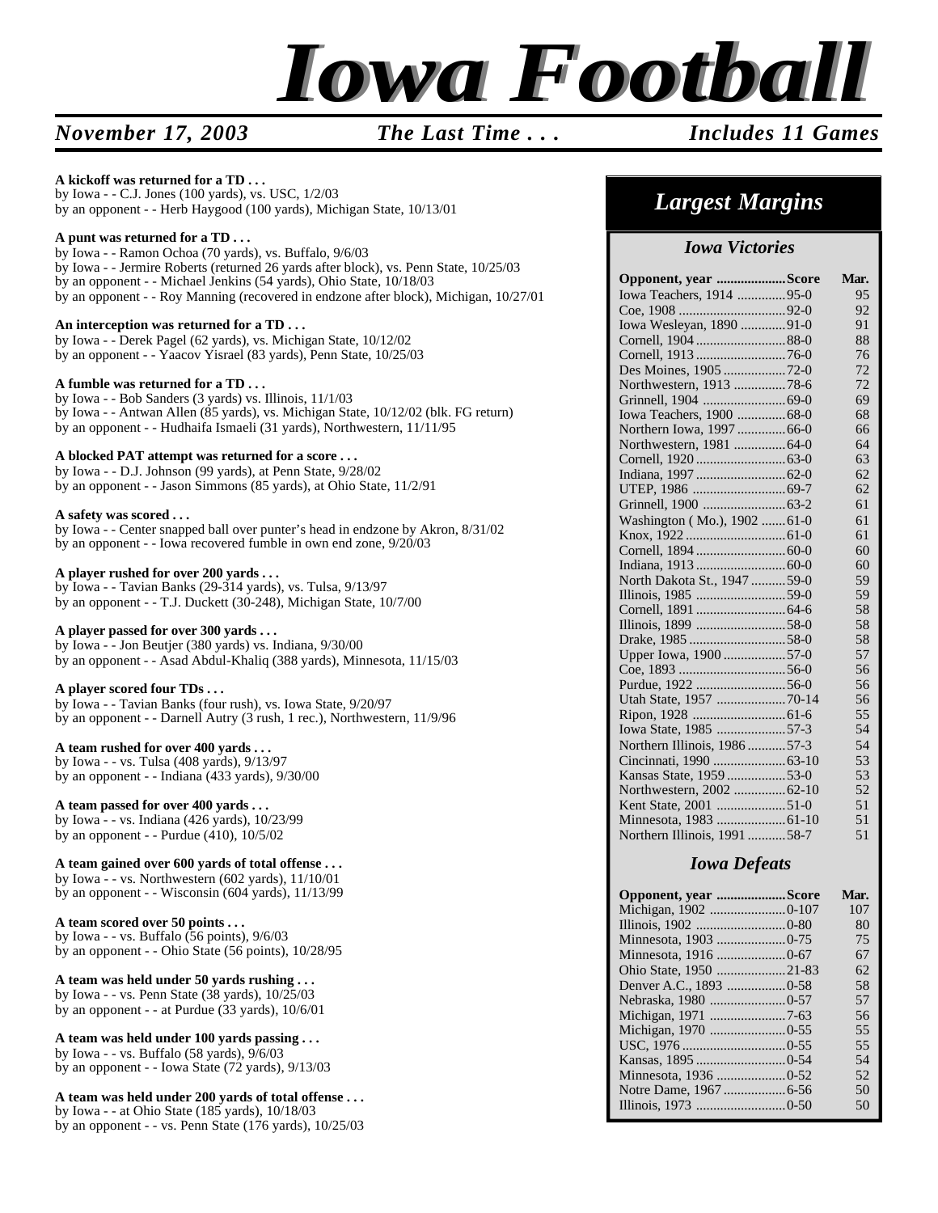# Iowa Football

*November 17, 2003* — *The Last Time . . .* — *Includes 11 Games*

**A kickoff was returned for a TD . . .**
by Iowa - - C.J. Jones (100 yards), vs. USC, 1/2/03
by an opponent - - Herb Haygood (100 yards), Michigan State, 10/13/01

**A punt was returned for a TD . . .**
by Iowa - - Ramon Ochoa (70 yards), vs. Buffalo, 9/6/03
by Iowa - - Jermire Roberts (returned 26 yards after block), vs. Penn State, 10/25/03
by an opponent - - Michael Jenkins (54 yards), Ohio State, 10/18/03
by an opponent - - Roy Manning (recovered in endzone after block), Michigan, 10/27/01

**An interception was returned for a TD . . .**
by Iowa - - Derek Pagel (62 yards), vs. Michigan State, 10/12/02
by an opponent - - Yaacov Yisrael (83 yards), Penn State, 10/25/03

**A fumble was returned for a TD . . .**
by Iowa - - Bob Sanders (3 yards) vs. Illinois, 11/1/03
by Iowa - - Antwan Allen (85 yards), vs. Michigan State, 10/12/02 (blk. FG return)
by an opponent - - Hudhaifa Ismaeli (31 yards), Northwestern, 11/11/95

**A blocked PAT attempt was returned for a score . . .**
by Iowa - - D.J. Johnson (99 yards), at Penn State, 9/28/02
by an opponent - - Jason Simmons (85 yards), at Ohio State, 11/2/91

**A safety was scored . . .**
by Iowa - - Center snapped ball over punter's head in endzone by Akron, 8/31/02
by an opponent - - Iowa recovered fumble in own end zone, 9/20/03

**A player rushed for over 200 yards . . .**
by Iowa - - Tavian Banks (29-314 yards), vs. Tulsa, 9/13/97
by an opponent - - T.J. Duckett (30-248), Michigan State, 10/7/00

**A player passed for over 300 yards . . .**
by Iowa - - Jon Beutjer (380 yards) vs. Indiana, 9/30/00
by an opponent - - Asad Abdul-Khaliq (388 yards), Minnesota, 11/15/03

**A player scored four TDs . . .**
by Iowa - - Tavian Banks (four rush), vs. Iowa State, 9/20/97
by an opponent - - Darnell Autry (3 rush, 1 rec.), Northwestern, 11/9/96

**A team rushed for over 400 yards . . .**
by Iowa - - vs. Tulsa (408 yards), 9/13/97
by an opponent - - Indiana (433 yards), 9/30/00

**A team passed for over 400 yards . . .**
by Iowa - - vs. Indiana (426 yards), 10/23/99
by an opponent - - Purdue (410), 10/5/02

**A team gained over 600 yards of total offense . . .**
by Iowa - - vs. Northwestern (602 yards), 11/10/01
by an opponent - - Wisconsin (604 yards), 11/13/99

**A team scored over 50 points . . .**
by Iowa - - vs. Buffalo (56 points), 9/6/03
by an opponent - - Ohio State (56 points), 10/28/95

**A team was held under 50 yards rushing . . .**
by Iowa - - vs. Penn State (38 yards), 10/25/03
by an opponent - - at Purdue (33 yards), 10/6/01

**A team was held under 100 yards passing . . .**
by Iowa - - vs. Buffalo (58 yards), 9/6/03
by an opponent - - Iowa State (72 yards), 9/13/03

**A team was held under 200 yards of total offense . . .**
by Iowa - - at Ohio State (185 yards), 10/18/03
by an opponent - - vs. Penn State (176 yards), 10/25/03

## Largest Margins

### Iowa Victories

| Opponent, year | Score | Mar. |
|---|---|---|
| Iowa Teachers, 1914 | 95-0 | 95 |
| Coe, 1908 | 92-0 | 92 |
| Iowa Wesleyan, 1890 | 91-0 | 91 |
| Cornell, 1904 | 88-0 | 88 |
| Cornell, 1913 | 76-0 | 76 |
| Des Moines, 1905 | 72-0 | 72 |
| Northwestern, 1913 | 78-6 | 72 |
| Grinnell, 1904 | 69-0 | 69 |
| Iowa Teachers, 1900 | 68-0 | 68 |
| Northern Iowa, 1997 | 66-0 | 66 |
| Northwestern, 1981 | 64-0 | 64 |
| Cornell, 1920 | 63-0 | 63 |
| Indiana, 1997 | 62-0 | 62 |
| UTEP, 1986 | 69-7 | 62 |
| Grinnell, 1900 | 63-2 | 61 |
| Washington ( Mo.), 1902 | 61-0 | 61 |
| Knox, 1922 | 61-0 | 61 |
| Cornell, 1894 | 60-0 | 60 |
| Indiana, 1913 | 60-0 | 60 |
| North Dakota St., 1947 | 59-0 | 59 |
| Illinois, 1985 | 59-0 | 59 |
| Cornell, 1891 | 64-6 | 58 |
| Illinois, 1899 | 58-0 | 58 |
| Drake, 1985 | 58-0 | 58 |
| Upper Iowa, 1900 | 57-0 | 57 |
| Coe, 1893 | 56-0 | 56 |
| Purdue, 1922 | 56-0 | 56 |
| Utah State, 1957 | 70-14 | 56 |
| Ripon, 1928 | 61-6 | 55 |
| Iowa State, 1985 | 57-3 | 54 |
| Northern Illinois, 1986 | 57-3 | 54 |
| Cincinnati, 1990 | 63-10 | 53 |
| Kansas State, 1959 | 53-0 | 53 |
| Northwestern, 2002 | 62-10 | 52 |
| Kent State, 2001 | 51-0 | 51 |
| Minnesota, 1983 | 61-10 | 51 |
| Northern Illinois, 1991 | 58-7 | 51 |

### Iowa Defeats

| Opponent, year | Score | Mar. |
|---|---|---|
| Michigan, 1902 | 0-107 | 107 |
| Illinois, 1902 | 0-80 | 80 |
| Minnesota, 1903 | 0-75 | 75 |
| Minnesota, 1916 | 0-67 | 67 |
| Ohio State, 1950 | 21-83 | 62 |
| Denver A.C., 1893 | 0-58 | 58 |
| Nebraska, 1980 | 0-57 | 57 |
| Michigan, 1971 | 7-63 | 56 |
| Michigan, 1970 | 0-55 | 55 |
| USC, 1976 | 0-55 | 55 |
| Kansas, 1895 | 0-54 | 54 |
| Minnesota, 1936 | 0-52 | 52 |
| Notre Dame, 1967 | 6-56 | 50 |
| Illinois, 1973 | 0-50 | 50 |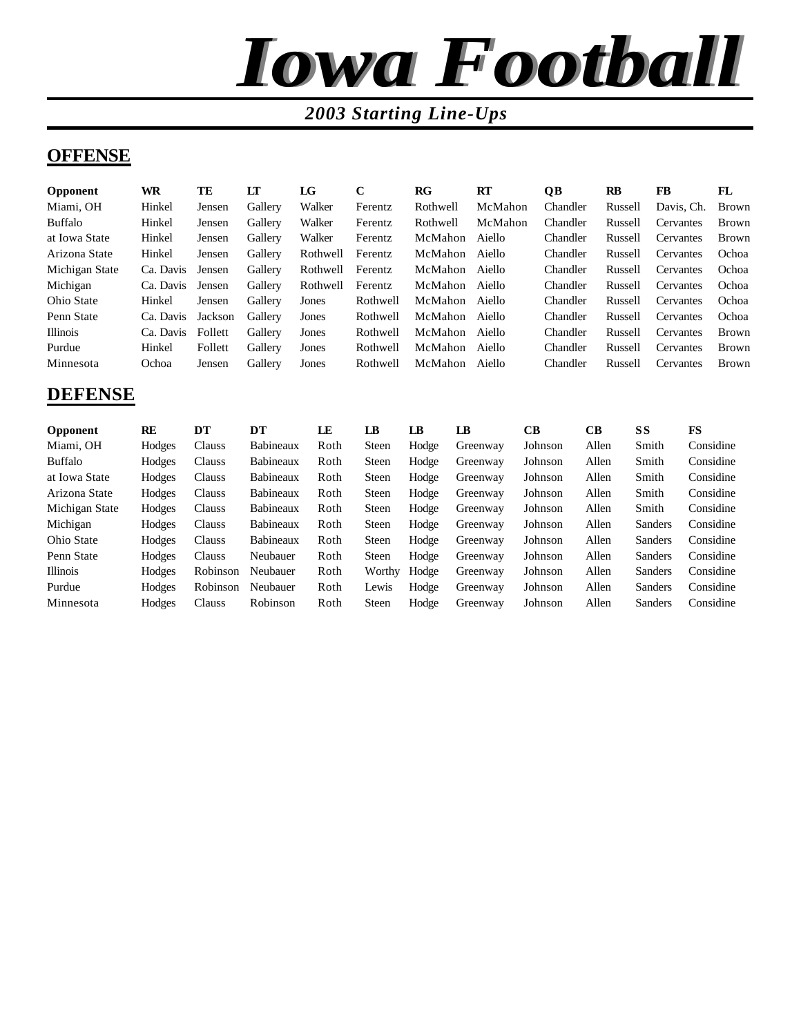# Iowa Football

## *2003 Starting Line-Ups*

## OFFENSE

| Opponent | WR | TE | LT | LG | C | RG | RT | QB | RB | FB | FL |
|---|---|---|---|---|---|---|---|---|---|---|---|
| Miami, OH | Hinkel | Jensen | Gallery | Walker | Ferentz | Rothwell | McMahon | Chandler | Russell | Davis, Ch. | Brown |
| Buffalo | Hinkel | Jensen | Gallery | Walker | Ferentz | Rothwell | McMahon | Chandler | Russell | Cervantes | Brown |
| at Iowa State | Hinkel | Jensen | Gallery | Walker | Ferentz | McMahon | Aiello | Chandler | Russell | Cervantes | Brown |
| Arizona State | Hinkel | Jensen | Gallery | Rothwell | Ferentz | McMahon | Aiello | Chandler | Russell | Cervantes | Ochoa |
| Michigan State | Ca. Davis | Jensen | Gallery | Rothwell | Ferentz | McMahon | Aiello | Chandler | Russell | Cervantes | Ochoa |
| Michigan | Ca. Davis | Jensen | Gallery | Rothwell | Ferentz | McMahon | Aiello | Chandler | Russell | Cervantes | Ochoa |
| Ohio State | Hinkel | Jensen | Gallery | Jones | Rothwell | McMahon | Aiello | Chandler | Russell | Cervantes | Ochoa |
| Penn State | Ca. Davis | Jackson | Gallery | Jones | Rothwell | McMahon | Aiello | Chandler | Russell | Cervantes | Ochoa |
| Illinois | Ca. Davis | Follett | Gallery | Jones | Rothwell | McMahon | Aiello | Chandler | Russell | Cervantes | Brown |
| Purdue | Hinkel | Follett | Gallery | Jones | Rothwell | McMahon | Aiello | Chandler | Russell | Cervantes | Brown |
| Minnesota | Ochoa | Jensen | Gallery | Jones | Rothwell | McMahon | Aiello | Chandler | Russell | Cervantes | Brown |

## DEFENSE

| Opponent | RE | DT | DT | LE | LB | LB | LB | CB | CB | SS | FS |
|---|---|---|---|---|---|---|---|---|---|---|---|
| Miami, OH | Hodges | Clauss | Babineaux | Roth | Steen | Hodge | Greenway | Johnson | Allen | Smith | Considine |
| Buffalo | Hodges | Clauss | Babineaux | Roth | Steen | Hodge | Greenway | Johnson | Allen | Smith | Considine |
| at Iowa State | Hodges | Clauss | Babineaux | Roth | Steen | Hodge | Greenway | Johnson | Allen | Smith | Considine |
| Arizona State | Hodges | Clauss | Babineaux | Roth | Steen | Hodge | Greenway | Johnson | Allen | Smith | Considine |
| Michigan State | Hodges | Clauss | Babineaux | Roth | Steen | Hodge | Greenway | Johnson | Allen | Smith | Considine |
| Michigan | Hodges | Clauss | Babineaux | Roth | Steen | Hodge | Greenway | Johnson | Allen | Sanders | Considine |
| Ohio State | Hodges | Clauss | Babineaux | Roth | Steen | Hodge | Greenway | Johnson | Allen | Sanders | Considine |
| Penn State | Hodges | Clauss | Neubauer | Roth | Steen | Hodge | Greenway | Johnson | Allen | Sanders | Considine |
| Illinois | Hodges | Robinson | Neubauer | Roth | Worthy | Hodge | Greenway | Johnson | Allen | Sanders | Considine |
| Purdue | Hodges | Robinson | Neubauer | Roth | Lewis | Hodge | Greenway | Johnson | Allen | Sanders | Considine |
| Minnesota | Hodges | Clauss | Robinson | Roth | Steen | Hodge | Greenway | Johnson | Allen | Sanders | Considine |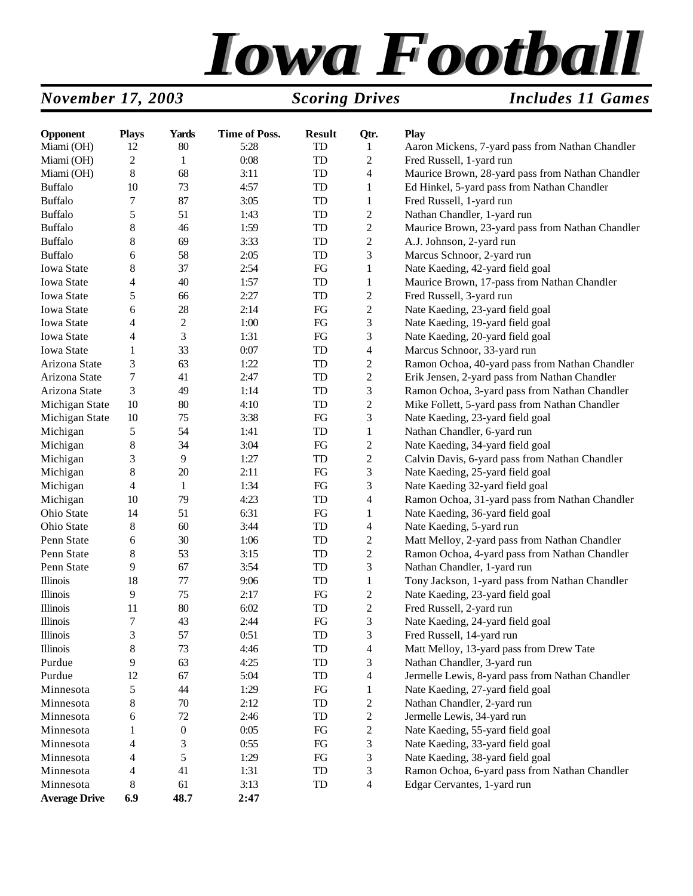# Iowa Football

*November 17, 2003* — *Scoring Drives* — *Includes 11 Games*

| Opponent | Plays | Yards | Time of Poss. | Result | Qtr. | Play |
|---|---|---|---|---|---|---|
| Miami (OH) | 12 | 80 | 5:28 | TD | 1 | Aaron Mickens, 7-yard pass from Nathan Chandler |
| Miami (OH) | 2 | 1 | 0:08 | TD | 2 | Fred Russell, 1-yard run |
| Miami (OH) | 8 | 68 | 3:11 | TD | 4 | Maurice Brown, 28-yard pass from Nathan Chandler |
| Buffalo | 10 | 73 | 4:57 | TD | 1 | Ed Hinkel, 5-yard pass from Nathan Chandler |
| Buffalo | 7 | 87 | 3:05 | TD | 1 | Fred Russell, 1-yard run |
| Buffalo | 5 | 51 | 1:43 | TD | 2 | Nathan Chandler, 1-yard run |
| Buffalo | 8 | 46 | 1:59 | TD | 2 | Maurice Brown, 23-yard pass from Nathan Chandler |
| Buffalo | 8 | 69 | 3:33 | TD | 2 | A.J. Johnson, 2-yard run |
| Buffalo | 6 | 58 | 2:05 | TD | 3 | Marcus Schnoor, 2-yard run |
| Iowa State | 8 | 37 | 2:54 | FG | 1 | Nate Kaeding, 42-yard field goal |
| Iowa State | 4 | 40 | 1:57 | TD | 1 | Maurice Brown, 17-pass from Nathan Chandler |
| Iowa State | 5 | 66 | 2:27 | TD | 2 | Fred Russell, 3-yard run |
| Iowa State | 6 | 28 | 2:14 | FG | 2 | Nate Kaeding, 23-yard field goal |
| Iowa State | 4 | 2 | 1:00 | FG | 3 | Nate Kaeding, 19-yard field goal |
| Iowa State | 4 | 3 | 1:31 | FG | 3 | Nate Kaeding, 20-yard field goal |
| Iowa State | 1 | 33 | 0:07 | TD | 4 | Marcus Schnoor, 33-yard run |
| Arizona State | 3 | 63 | 1:22 | TD | 2 | Ramon Ochoa, 40-yard pass from Nathan Chandler |
| Arizona State | 7 | 41 | 2:47 | TD | 2 | Erik Jensen, 2-yard pass from Nathan Chandler |
| Arizona State | 3 | 49 | 1:14 | TD | 3 | Ramon Ochoa, 3-yard pass from Nathan Chandler |
| Michigan State | 10 | 80 | 4:10 | TD | 2 | Mike Follett, 5-yard pass from Nathan Chandler |
| Michigan State | 10 | 75 | 3:38 | FG | 3 | Nate Kaeding, 23-yard field goal |
| Michigan | 5 | 54 | 1:41 | TD | 1 | Nathan Chandler, 6-yard run |
| Michigan | 8 | 34 | 3:04 | FG | 2 | Nate Kaeding, 34-yard field goal |
| Michigan | 3 | 9 | 1:27 | TD | 2 | Calvin Davis, 6-yard pass from Nathan Chandler |
| Michigan | 8 | 20 | 2:11 | FG | 3 | Nate Kaeding, 25-yard field goal |
| Michigan | 4 | 1 | 1:34 | FG | 3 | Nate Kaeding 32-yard field goal |
| Michigan | 10 | 79 | 4:23 | TD | 4 | Ramon Ochoa, 31-yard pass from Nathan Chandler |
| Ohio State | 14 | 51 | 6:31 | FG | 1 | Nate Kaeding, 36-yard field goal |
| Ohio State | 8 | 60 | 3:44 | TD | 4 | Nate Kaeding, 5-yard run |
| Penn State | 6 | 30 | 1:06 | TD | 2 | Matt Melloy, 2-yard pass from Nathan Chandler |
| Penn State | 8 | 53 | 3:15 | TD | 2 | Ramon Ochoa, 4-yard pass from Nathan Chandler |
| Penn State | 9 | 67 | 3:54 | TD | 3 | Nathan Chandler, 1-yard run |
| Illinois | 18 | 77 | 9:06 | TD | 1 | Tony Jackson, 1-yard pass from Nathan Chandler |
| Illinois | 9 | 75 | 2:17 | FG | 2 | Nate Kaeding, 23-yard field goal |
| Illinois | 11 | 80 | 6:02 | TD | 2 | Fred Russell, 2-yard run |
| Illinois | 7 | 43 | 2:44 | FG | 3 | Nate Kaeding, 24-yard field goal |
| Illinois | 3 | 57 | 0:51 | TD | 3 | Fred Russell, 14-yard run |
| Illinois | 8 | 73 | 4:46 | TD | 4 | Matt Melloy, 13-yard pass from Drew Tate |
| Purdue | 9 | 63 | 4:25 | TD | 3 | Nathan Chandler, 3-yard run |
| Purdue | 12 | 67 | 5:04 | TD | 4 | Jermelle Lewis, 8-yard pass from Nathan Chandler |
| Minnesota | 5 | 44 | 1:29 | FG | 1 | Nate Kaeding, 27-yard field goal |
| Minnesota | 8 | 70 | 2:12 | TD | 2 | Nathan Chandler, 2-yard run |
| Minnesota | 6 | 72 | 2:46 | TD | 2 | Jermelle Lewis, 34-yard run |
| Minnesota | 1 | 0 | 0:05 | FG | 2 | Nate Kaeding, 55-yard field goal |
| Minnesota | 4 | 3 | 0:55 | FG | 3 | Nate Kaeding, 33-yard field goal |
| Minnesota | 4 | 5 | 1:29 | FG | 3 | Nate Kaeding, 38-yard field goal |
| Minnesota | 4 | 41 | 1:31 | TD | 3 | Ramon Ochoa, 6-yard pass from Nathan Chandler |
| Minnesota | 8 | 61 | 3:13 | TD | 4 | Edgar Cervantes, 1-yard run |
| **Average Drive** | **6.9** | **48.7** | **2:47** | | | |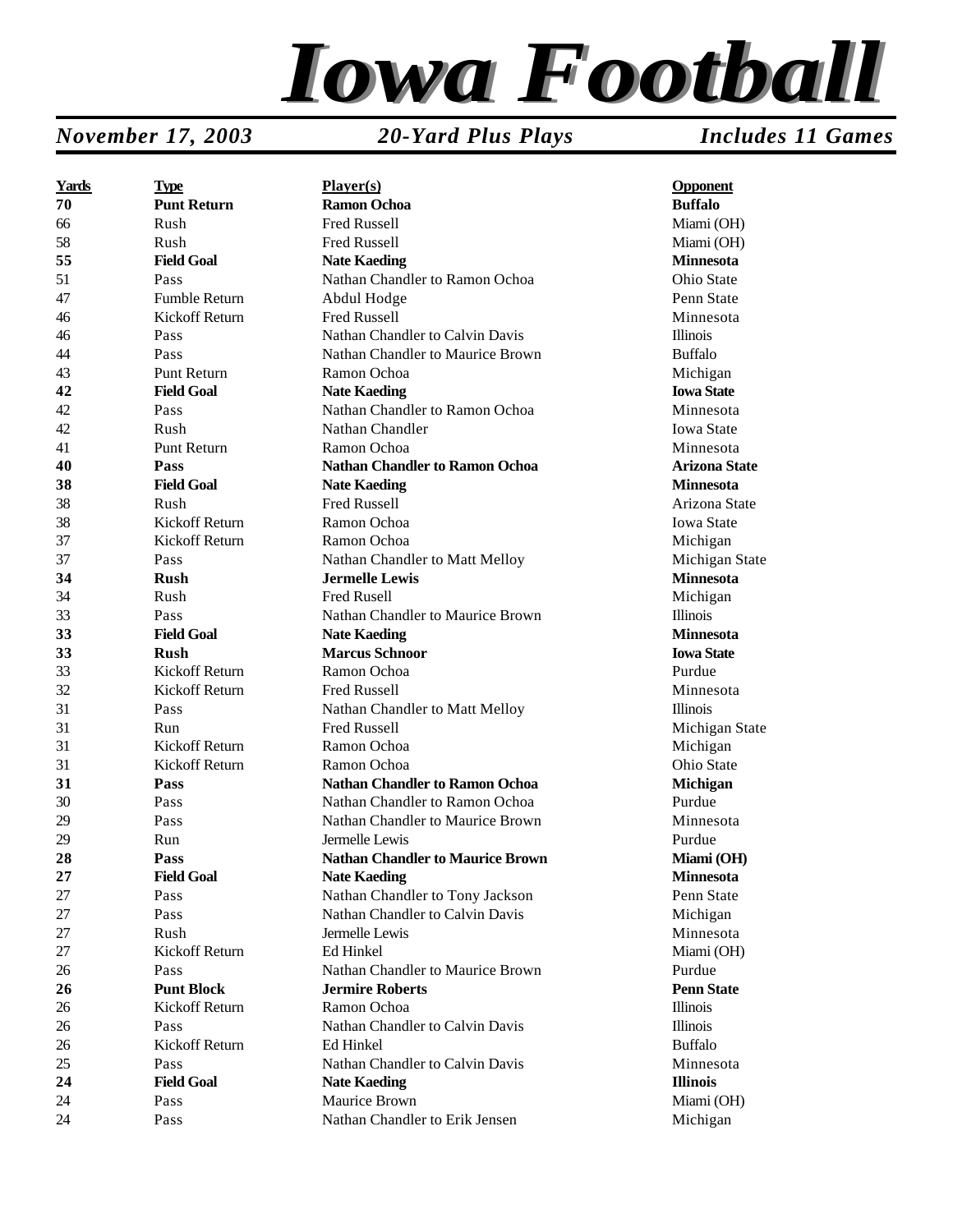# Iowa Football

*November 17, 2003* | *20-Yard Plus Plays* | *Includes 11 Games*

| Yards | Type | Player(s) | Opponent |
|---|---|---|---|
| **70** | **Punt Return** | **Ramon Ochoa** | **Buffalo** |
| 66 | Rush | Fred Russell | Miami (OH) |
| 58 | Rush | Fred Russell | Miami (OH) |
| **55** | **Field Goal** | **Nate Kaeding** | **Minnesota** |
| 51 | Pass | Nathan Chandler to Ramon Ochoa | Ohio State |
| 47 | Fumble Return | Abdul Hodge | Penn State |
| 46 | Kickoff Return | Fred Russell | Minnesota |
| 46 | Pass | Nathan Chandler to Calvin Davis | Illinois |
| 44 | Pass | Nathan Chandler to Maurice Brown | Buffalo |
| 43 | Punt Return | Ramon Ochoa | Michigan |
| **42** | **Field Goal** | **Nate Kaeding** | **Iowa State** |
| 42 | Pass | Nathan Chandler to Ramon Ochoa | Minnesota |
| 42 | Rush | Nathan Chandler | Iowa State |
| 41 | Punt Return | Ramon Ochoa | Minnesota |
| **40** | **Pass** | **Nathan Chandler to Ramon Ochoa** | **Arizona State** |
| **38** | **Field Goal** | **Nate Kaeding** | **Minnesota** |
| 38 | Rush | Fred Russell | Arizona State |
| 38 | Kickoff Return | Ramon Ochoa | Iowa State |
| 37 | Kickoff Return | Ramon Ochoa | Michigan |
| 37 | Pass | Nathan Chandler to Matt Melloy | Michigan State |
| **34** | **Rush** | **Jermelle Lewis** | **Minnesota** |
| 34 | Rush | Fred Rusell | Michigan |
| 33 | Pass | Nathan Chandler to Maurice Brown | Illinois |
| **33** | **Field Goal** | **Nate Kaeding** | **Minnesota** |
| **33** | **Rush** | **Marcus Schnoor** | **Iowa State** |
| 33 | Kickoff Return | Ramon Ochoa | Purdue |
| 32 | Kickoff Return | Fred Russell | Minnesota |
| 31 | Pass | Nathan Chandler to Matt Melloy | Illinois |
| 31 | Run | Fred Russell | Michigan State |
| 31 | Kickoff Return | Ramon Ochoa | Michigan |
| 31 | Kickoff Return | Ramon Ochoa | Ohio State |
| **31** | **Pass** | **Nathan Chandler to Ramon Ochoa** | **Michigan** |
| 30 | Pass | Nathan Chandler to Ramon Ochoa | Purdue |
| 29 | Pass | Nathan Chandler to Maurice Brown | Minnesota |
| 29 | Run | Jermelle Lewis | Purdue |
| **28** | **Pass** | **Nathan Chandler to Maurice Brown** | **Miami (OH)** |
| **27** | **Field Goal** | **Nate Kaeding** | **Minnesota** |
| 27 | Pass | Nathan Chandler to Tony Jackson | Penn State |
| 27 | Pass | Nathan Chandler to Calvin Davis | Michigan |
| 27 | Rush | Jermelle Lewis | Minnesota |
| 27 | Kickoff Return | Ed Hinkel | Miami (OH) |
| 26 | Pass | Nathan Chandler to Maurice Brown | Purdue |
| **26** | **Punt Block** | **Jermire Roberts** | **Penn State** |
| 26 | Kickoff Return | Ramon Ochoa | Illinois |
| 26 | Pass | Nathan Chandler to Calvin Davis | Illinois |
| 26 | Kickoff Return | Ed Hinkel | Buffalo |
| 25 | Pass | Nathan Chandler to Calvin Davis | Minnesota |
| **24** | **Field Goal** | **Nate Kaeding** | **Illinois** |
| 24 | Pass | Maurice Brown | Miami (OH) |
| 24 | Pass | Nathan Chandler to Erik Jensen | Michigan |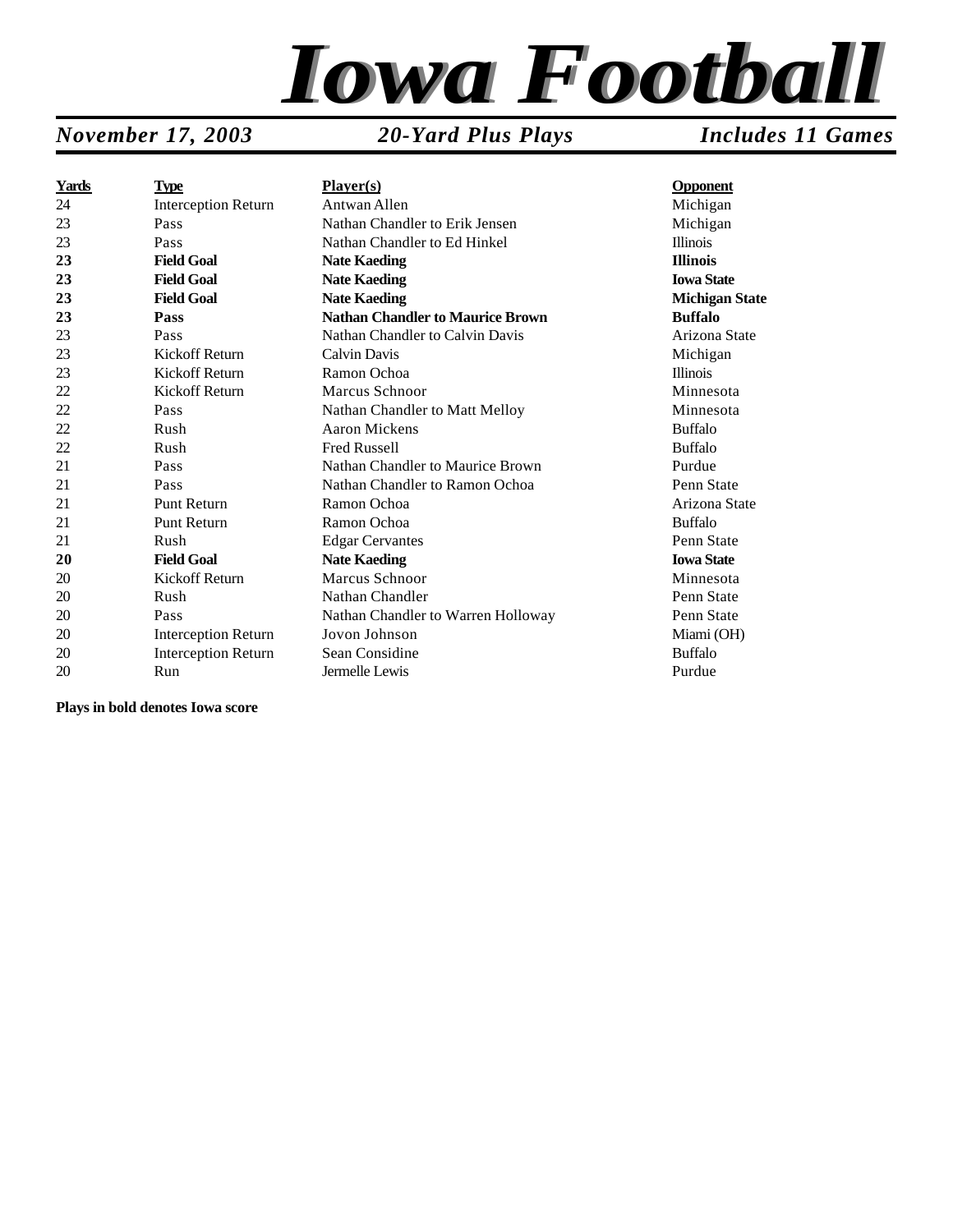# Iowa Football

*November 17, 2003* — *20-Yard Plus Plays* — *Includes 11 Games*

| Yards | Type | Player(s) | Opponent |
|---|---|---|---|
| 24 | Interception Return | Antwan Allen | Michigan |
| 23 | Pass | Nathan Chandler to Erik Jensen | Michigan |
| 23 | Pass | Nathan Chandler to Ed Hinkel | Illinois |
| **23** | **Field Goal** | **Nate Kaeding** | **Illinois** |
| **23** | **Field Goal** | **Nate Kaeding** | **Iowa State** |
| **23** | **Field Goal** | **Nate Kaeding** | **Michigan State** |
| **23** | **Pass** | **Nathan Chandler to Maurice Brown** | **Buffalo** |
| 23 | Pass | Nathan Chandler to Calvin Davis | Arizona State |
| 23 | Kickoff Return | Calvin Davis | Michigan |
| 23 | Kickoff Return | Ramon Ochoa | Illinois |
| 22 | Kickoff Return | Marcus Schnoor | Minnesota |
| 22 | Pass | Nathan Chandler to Matt Melloy | Minnesota |
| 22 | Rush | Aaron Mickens | Buffalo |
| 22 | Rush | Fred Russell | Buffalo |
| 21 | Pass | Nathan Chandler to Maurice Brown | Purdue |
| 21 | Pass | Nathan Chandler to Ramon Ochoa | Penn State |
| 21 | Punt Return | Ramon Ochoa | Arizona State |
| 21 | Punt Return | Ramon Ochoa | Buffalo |
| 21 | Rush | Edgar Cervantes | Penn State |
| **20** | **Field Goal** | **Nate Kaeding** | **Iowa State** |
| 20 | Kickoff Return | Marcus Schnoor | Minnesota |
| 20 | Rush | Nathan Chandler | Penn State |
| 20 | Pass | Nathan Chandler to Warren Holloway | Penn State |
| 20 | Interception Return | Jovon Johnson | Miami (OH) |
| 20 | Interception Return | Sean Considine | Buffalo |
| 20 | Run | Jermelle Lewis | Purdue |

**Plays in bold denotes Iowa score**